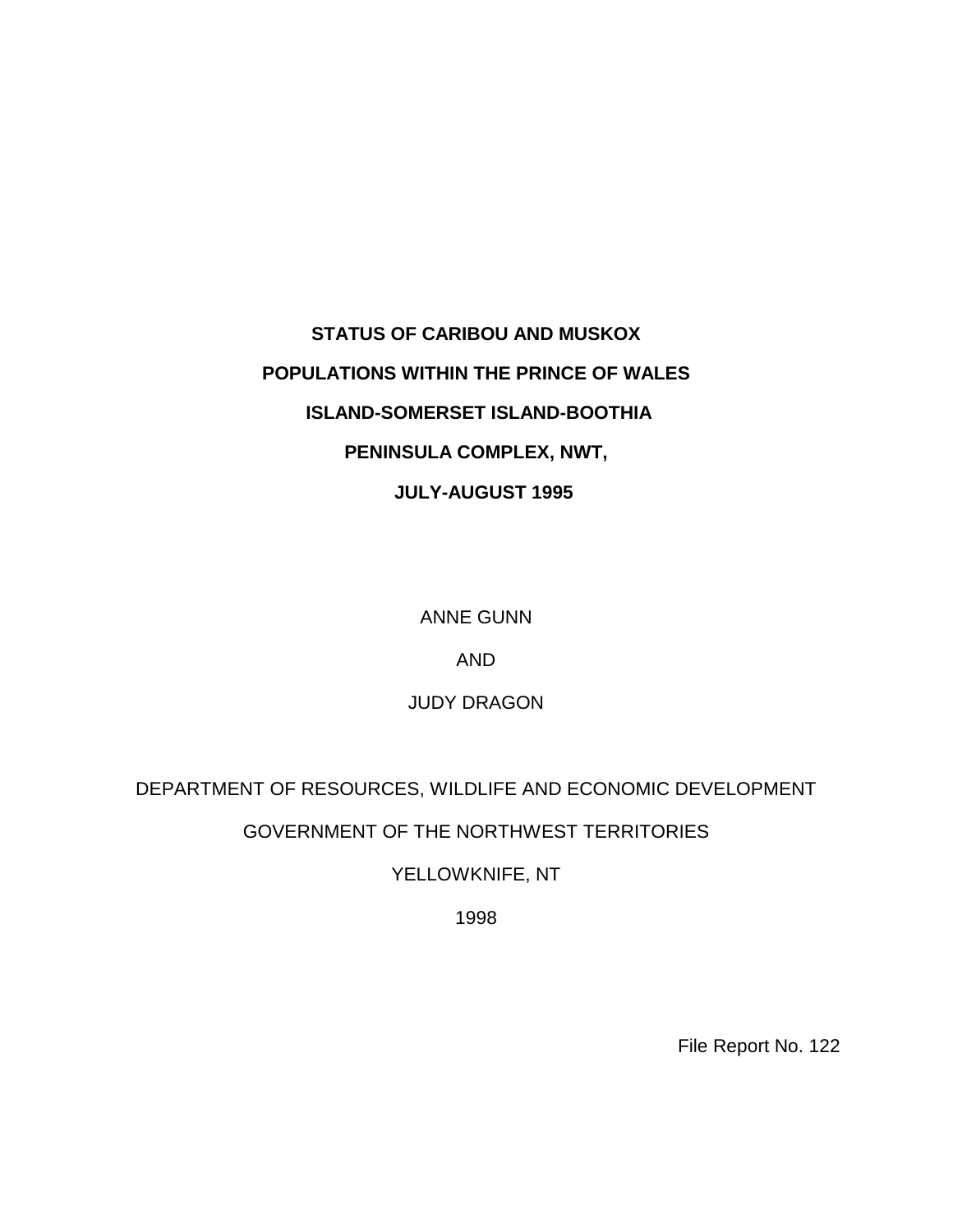# STATUS OF CARIBOU AND MUSKOX POPULATIONS WITHIN THE PRINCE OF WALES ISLAND-SOMERSET ISLAND-BOOTHIA PENINSULA COMPLEX, NWT, JULY-AUGUST 1995

ANNE GUNN

AND

JUDY DRAGON

DEPARTMENT OF RESOURCES, WILDLIFE AND ECONOMIC DEVELOPMENT

GOVERNMENT OF THE NORTHWEST TERRITORIES

YELLOWKNIFE, NT

1998

File Report No. 122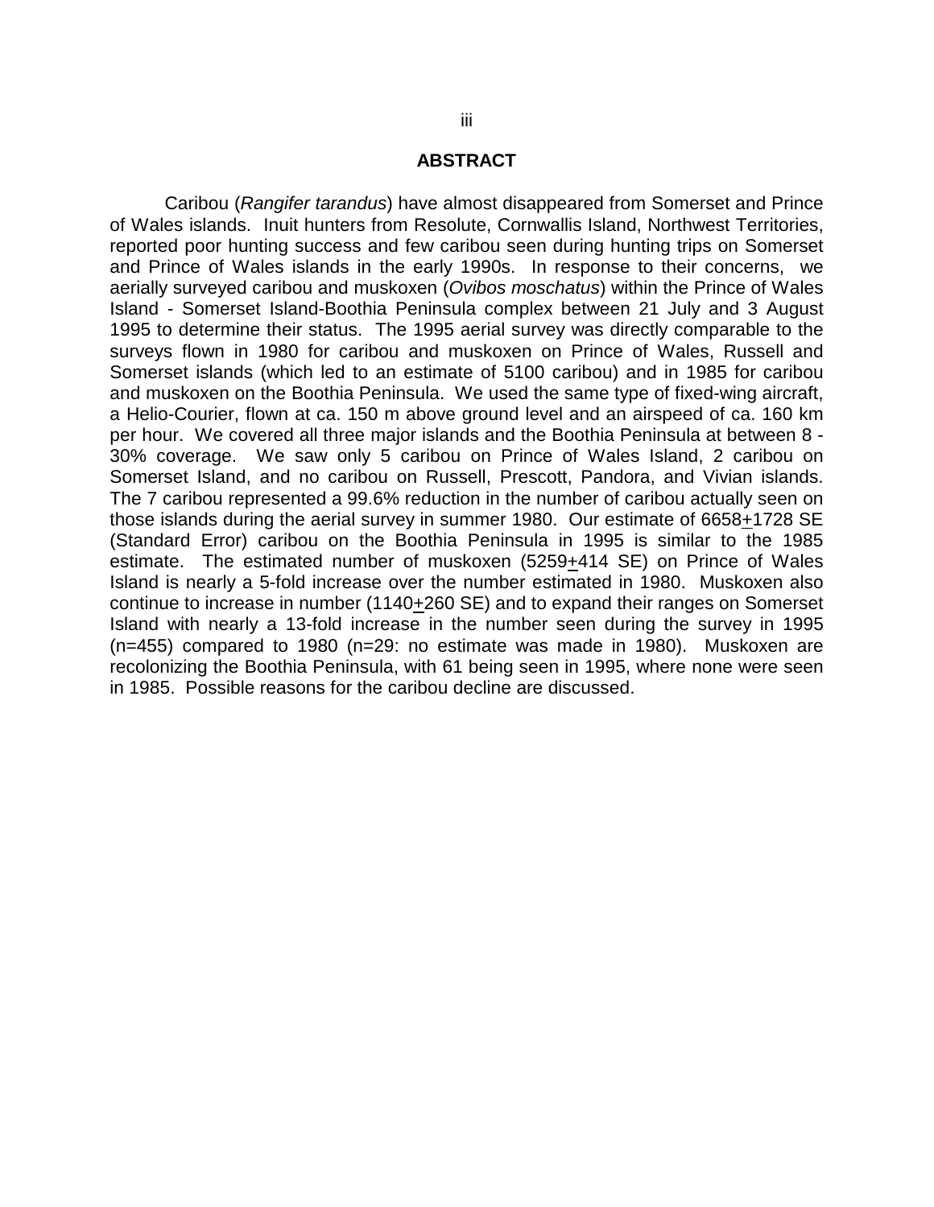## ABSTRACT

Caribou (*Rangifer tarandus*) have almost disappeared from Somerset and Prince of Wales islands. Inuit hunters from Resolute, Cornwallis Island, Northwest Territories, reported poor hunting success and few caribou seen during hunting trips on Somerset and Prince of Wales islands in the early 1990s. In response to their concerns, we aerially surveyed caribou and muskoxen (*Ovibos moschatus*) within the Prince of Wales Island - Somerset Island-Boothia Peninsula complex between 21 July and 3 August 1995 to determine their status. The 1995 aerial survey was directly comparable to the surveys flown in 1980 for caribou and muskoxen on Prince of Wales, Russell and Somerset islands (which led to an estimate of 5100 caribou) and in 1985 for caribou and muskoxen on the Boothia Peninsula. We used the same type of fixed-wing aircraft, a Helio-Courier, flown at ca. 150 m above ground level and an airspeed of ca. 160 km per hour. We covered all three major islands and the Boothia Peninsula at between 8 - 30% coverage. We saw only 5 caribou on Prince of Wales Island, 2 caribou on Somerset Island, and no caribou on Russell, Prescott, Pandora, and Vivian islands. The 7 caribou represented a 99.6% reduction in the number of caribou actually seen on those islands during the aerial survey in summer 1980. Our estimate of 6658±1728 SE (Standard Error) caribou on the Boothia Peninsula in 1995 is similar to the 1985 estimate. The estimated number of muskoxen (5259±414 SE) on Prince of Wales Island is nearly a 5-fold increase over the number estimated in 1980. Muskoxen also continue to increase in number (1140±260 SE) and to expand their ranges on Somerset Island with nearly a 13-fold increase in the number seen during the survey in 1995 (n=455) compared to 1980 (n=29: no estimate was made in 1980). Muskoxen are recolonizing the Boothia Peninsula, with 61 being seen in 1995, where none were seen in 1985. Possible reasons for the caribou decline are discussed.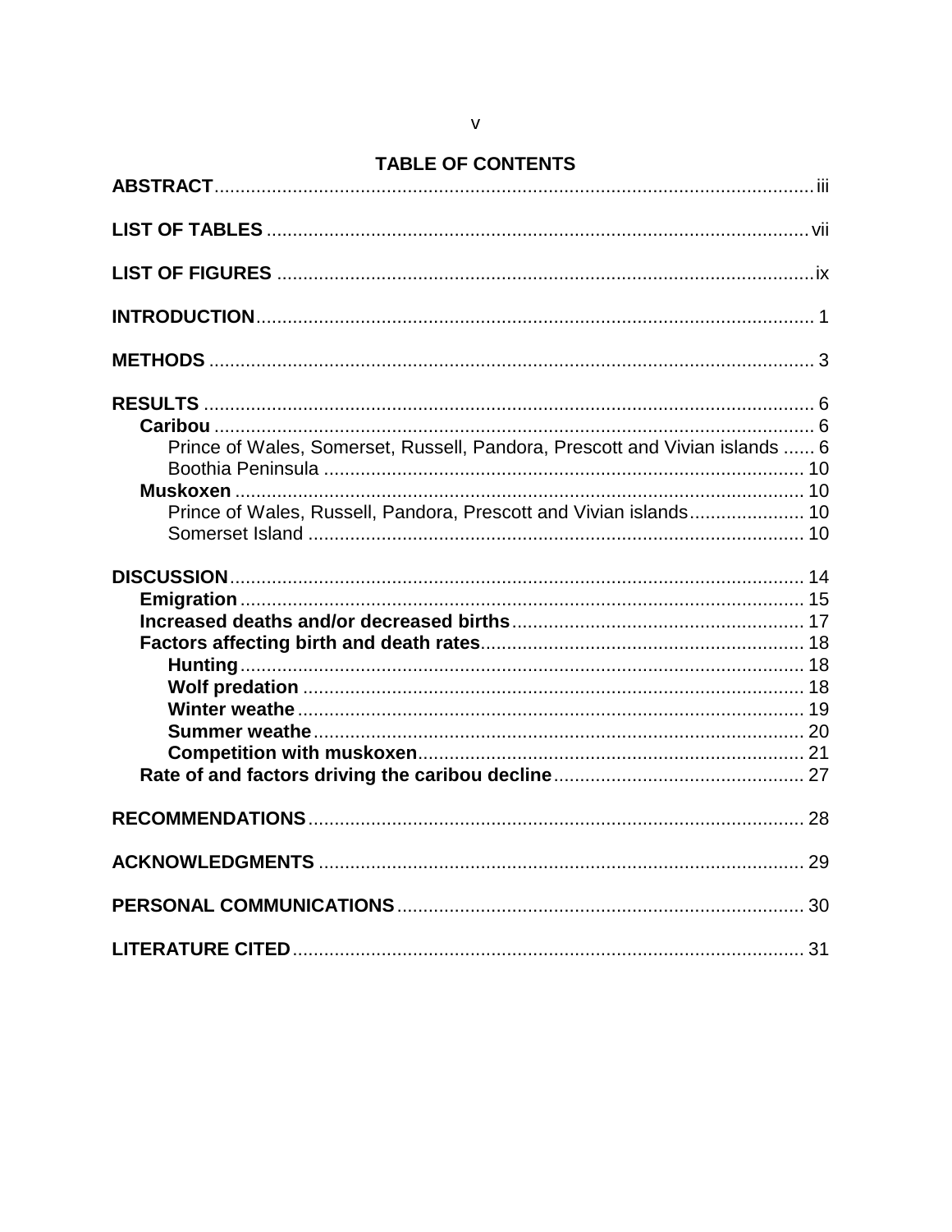# TABLE OF CONTENTS

**ABSTRACT** .................................................. iii

**LIST OF TABLES** .................................................. vii

**LIST OF FIGURES** .................................................. ix

**INTRODUCTION** .................................................. 1

**METHODS** .................................................. 3

**RESULTS** .................................................. 6
- **Caribou** .................................................. 6
  - Prince of Wales, Somerset, Russell, Pandora, Prescott and Vivian islands ...... 6
  - Boothia Peninsula .................................................. 10
- **Muskoxen** .................................................. 10
  - Prince of Wales, Russell, Pandora, Prescott and Vivian islands .................. 10
  - Somerset Island .................................................. 10

**DISCUSSION** .................................................. 14
- **Emigration** .................................................. 15
- **Increased deaths and/or decreased births** .................................................. 17
- **Factors affecting birth and death rates** .................................................. 18
  - **Hunting** .................................................. 18
  - **Wolf predation** .................................................. 18
  - **Winter weathe** .................................................. 19
  - **Summer weathe** .................................................. 20
  - **Competition with muskoxen** .................................................. 21
- **Rate of and factors driving the caribou decline** .................................................. 27

**RECOMMENDATIONS** .................................................. 28

**ACKNOWLEDGMENTS** .................................................. 29

**PERSONAL COMMUNICATIONS** .................................................. 30

**LITERATURE CITED** .................................................. 31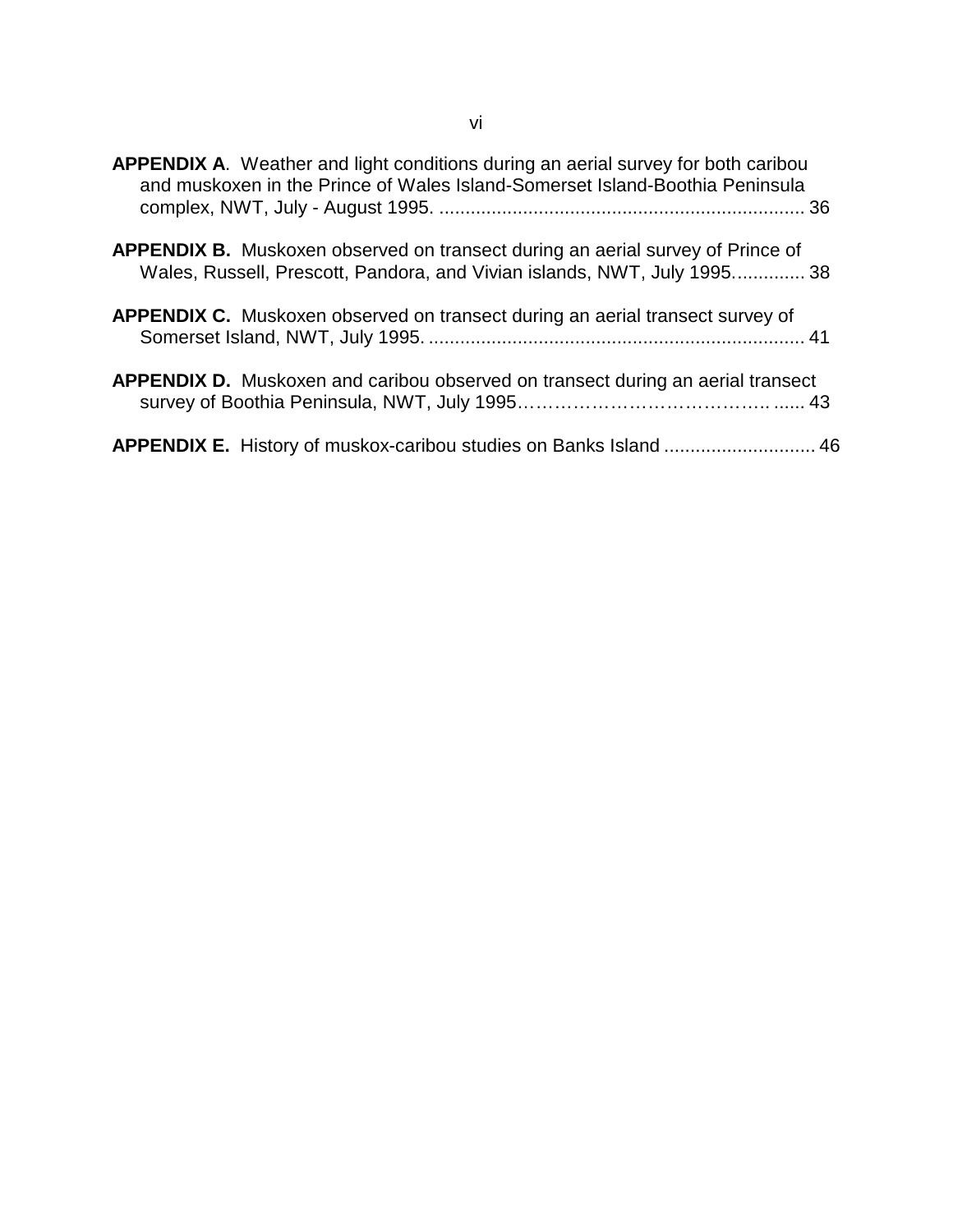**APPENDIX A**. Weather and light conditions during an aerial survey for both caribou and muskoxen in the Prince of Wales Island-Somerset Island-Boothia Peninsula complex, NWT, July - August 1995. ..................................................................... 36

**APPENDIX B.** Muskoxen observed on transect during an aerial survey of Prince of Wales, Russell, Prescott, Pandora, and Vivian islands, NWT, July 1995............. 38

**APPENDIX C.** Muskoxen observed on transect during an aerial transect survey of Somerset Island, NWT, July 1995. ....................................................................... 41

**APPENDIX D.** Muskoxen and caribou observed on transect during an aerial transect survey of Boothia Peninsula, NWT, July 1995………………………………….. ...... 43

**APPENDIX E.** History of muskox-caribou studies on Banks Island ............................. 46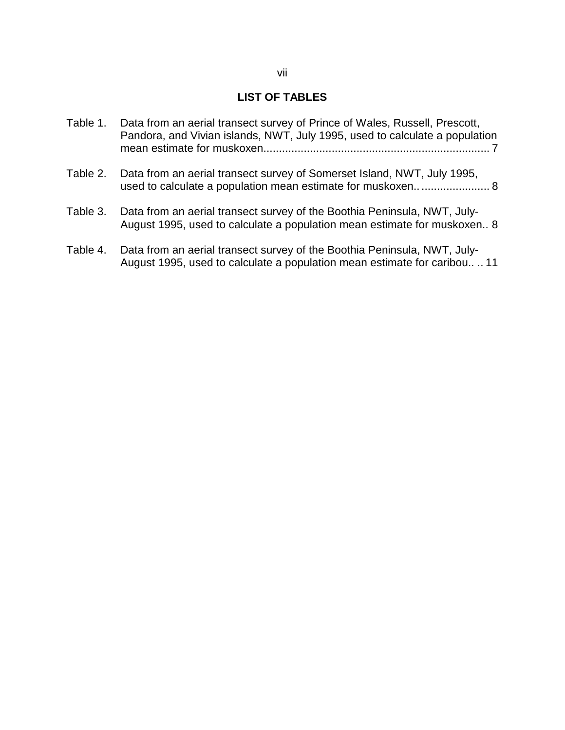## LIST OF TABLES

Table 1. Data from an aerial transect survey of Prince of Wales, Russell, Prescott, Pandora, and Vivian islands, NWT, July 1995, used to calculate a population mean estimate for muskoxen........................................................................ 7

Table 2. Data from an aerial transect survey of Somerset Island, NWT, July 1995, used to calculate a population mean estimate for muskoxen.. ...................... 8

Table 3. Data from an aerial transect survey of the Boothia Peninsula, NWT, July-August 1995, used to calculate a population mean estimate for muskoxen.. 8

Table 4. Data from an aerial transect survey of the Boothia Peninsula, NWT, July-August 1995, used to calculate a population mean estimate for caribou.. .. 11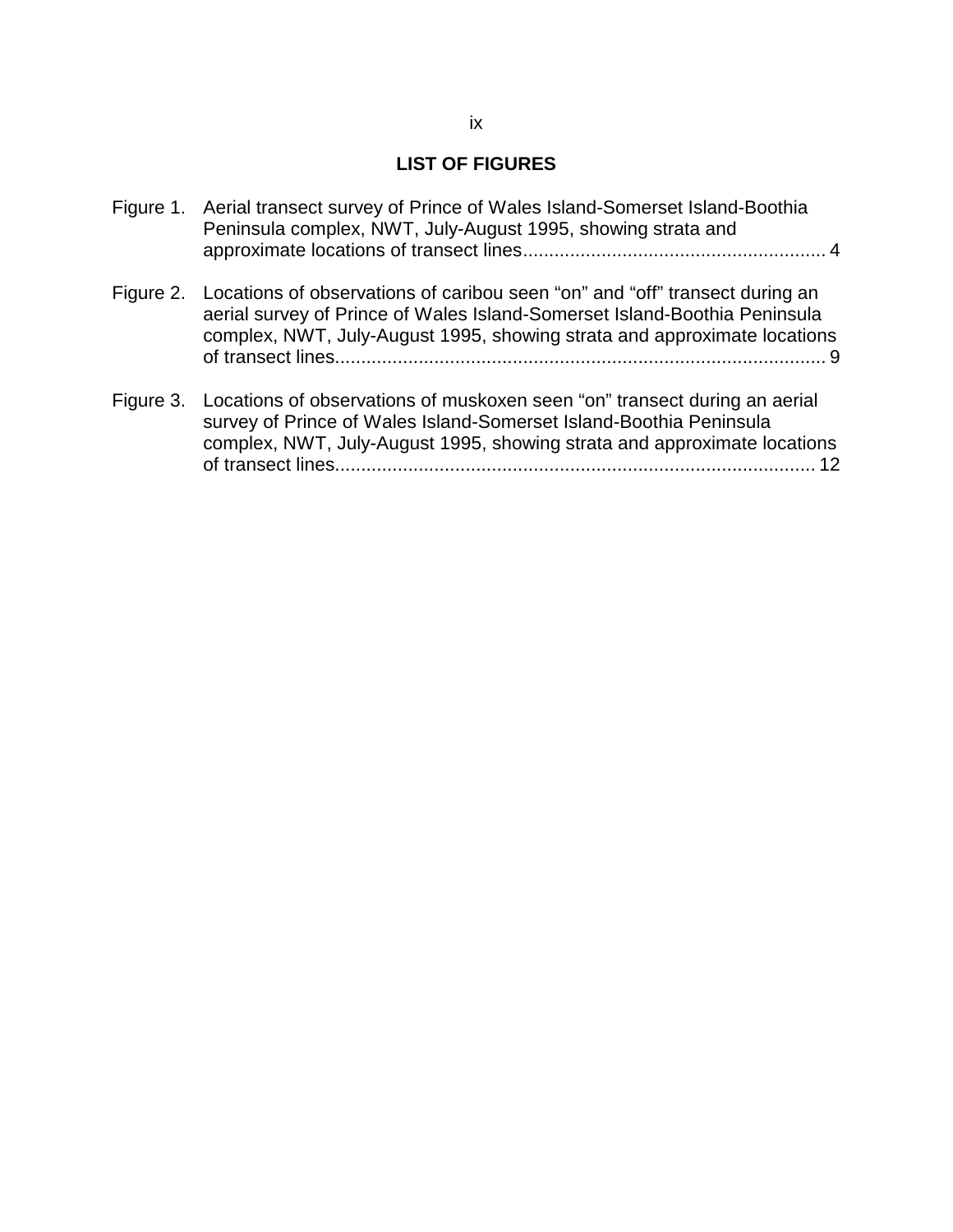## LIST OF FIGURES

Figure 1. Aerial transect survey of Prince of Wales Island-Somerset Island-Boothia Peninsula complex, NWT, July-August 1995, showing strata and approximate locations of transect lines........................................................ 4

Figure 2. Locations of observations of caribou seen "on" and "off" transect during an aerial survey of Prince of Wales Island-Somerset Island-Boothia Peninsula complex, NWT, July-August 1995, showing strata and approximate locations of transect lines............................................................................................ 9

Figure 3. Locations of observations of muskoxen seen "on" transect during an aerial survey of Prince of Wales Island-Somerset Island-Boothia Peninsula complex, NWT, July-August 1995, showing strata and approximate locations of transect lines.......................................................................................... 12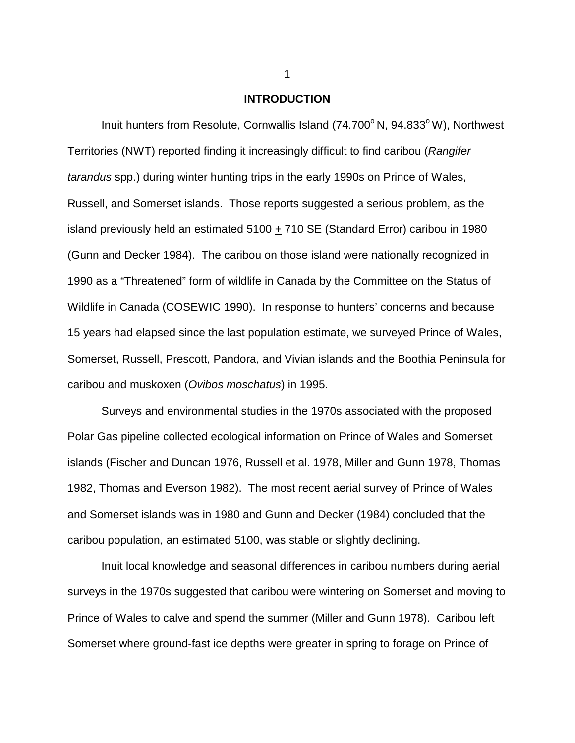# INTRODUCTION

Inuit hunters from Resolute, Cornwallis Island (74.700$^{o}$ N, 94.833$^{o}$ W), Northwest Territories (NWT) reported finding it increasingly difficult to find caribou (*Rangifer tarandus* spp.) during winter hunting trips in the early 1990s on Prince of Wales, Russell, and Somerset islands. Those reports suggested a serious problem, as the island previously held an estimated 5100 $\pm$ 710 SE (Standard Error) caribou in 1980 (Gunn and Decker 1984). The caribou on those island were nationally recognized in 1990 as a "Threatened" form of wildlife in Canada by the Committee on the Status of Wildlife in Canada (COSEWIC 1990). In response to hunters' concerns and because 15 years had elapsed since the last population estimate, we surveyed Prince of Wales, Somerset, Russell, Prescott, Pandora, and Vivian islands and the Boothia Peninsula for caribou and muskoxen (*Ovibos moschatus*) in 1995.

Surveys and environmental studies in the 1970s associated with the proposed Polar Gas pipeline collected ecological information on Prince of Wales and Somerset islands (Fischer and Duncan 1976, Russell et al. 1978, Miller and Gunn 1978, Thomas 1982, Thomas and Everson 1982). The most recent aerial survey of Prince of Wales and Somerset islands was in 1980 and Gunn and Decker (1984) concluded that the caribou population, an estimated 5100, was stable or slightly declining.

Inuit local knowledge and seasonal differences in caribou numbers during aerial surveys in the 1970s suggested that caribou were wintering on Somerset and moving to Prince of Wales to calve and spend the summer (Miller and Gunn 1978). Caribou left Somerset where ground-fast ice depths were greater in spring to forage on Prince of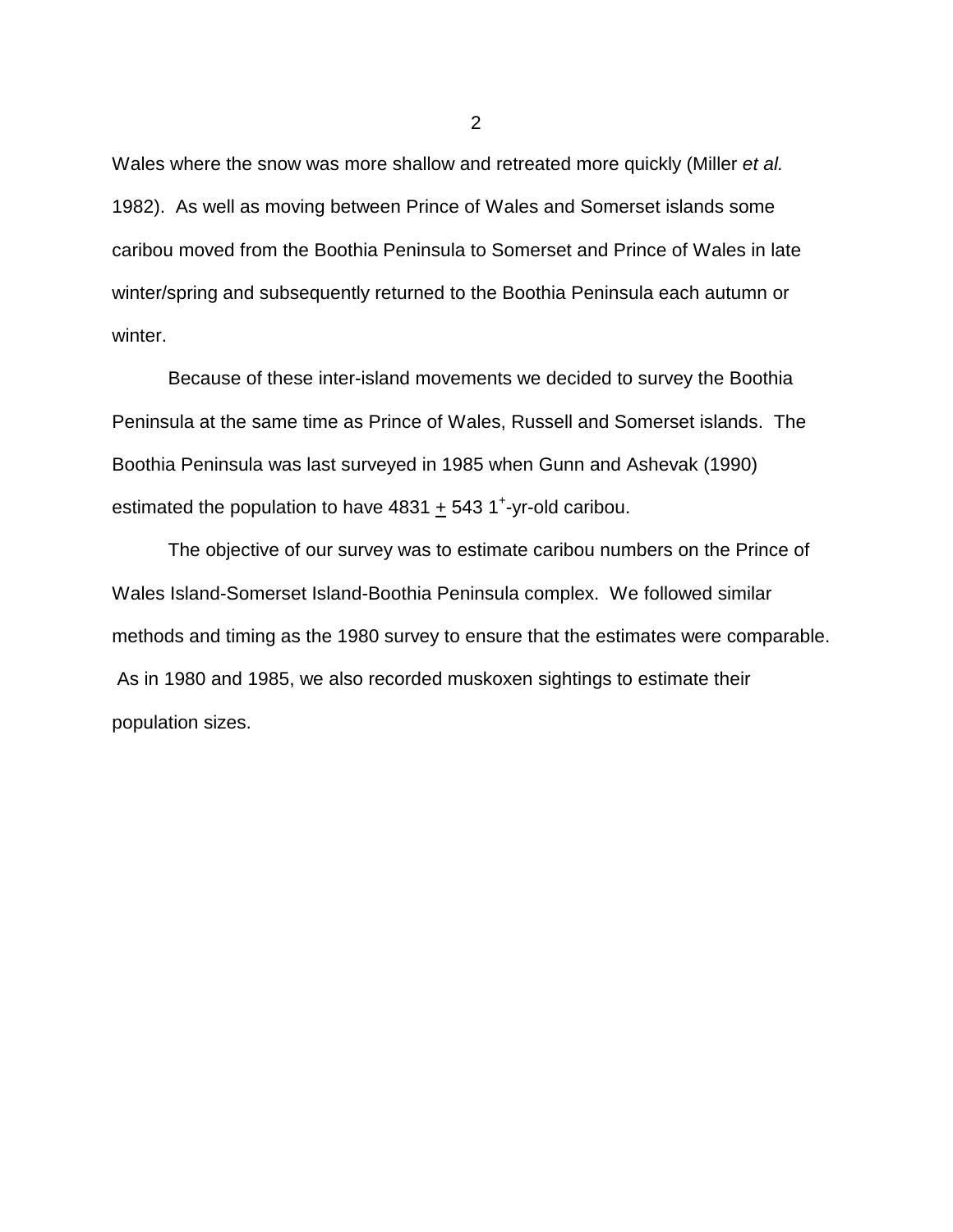Wales where the snow was more shallow and retreated more quickly (Miller *et al.* 1982). As well as moving between Prince of Wales and Somerset islands some caribou moved from the Boothia Peninsula to Somerset and Prince of Wales in late winter/spring and subsequently returned to the Boothia Peninsula each autumn or winter.

Because of these inter-island movements we decided to survey the Boothia Peninsula at the same time as Prince of Wales, Russell and Somerset islands. The Boothia Peninsula was last surveyed in 1985 when Gunn and Ashevak (1990) estimated the population to have 4831 $\pm$ 543 $1^{+}$-yr-old caribou.

The objective of our survey was to estimate caribou numbers on the Prince of Wales Island-Somerset Island-Boothia Peninsula complex. We followed similar methods and timing as the 1980 survey to ensure that the estimates were comparable. As in 1980 and 1985, we also recorded muskoxen sightings to estimate their population sizes.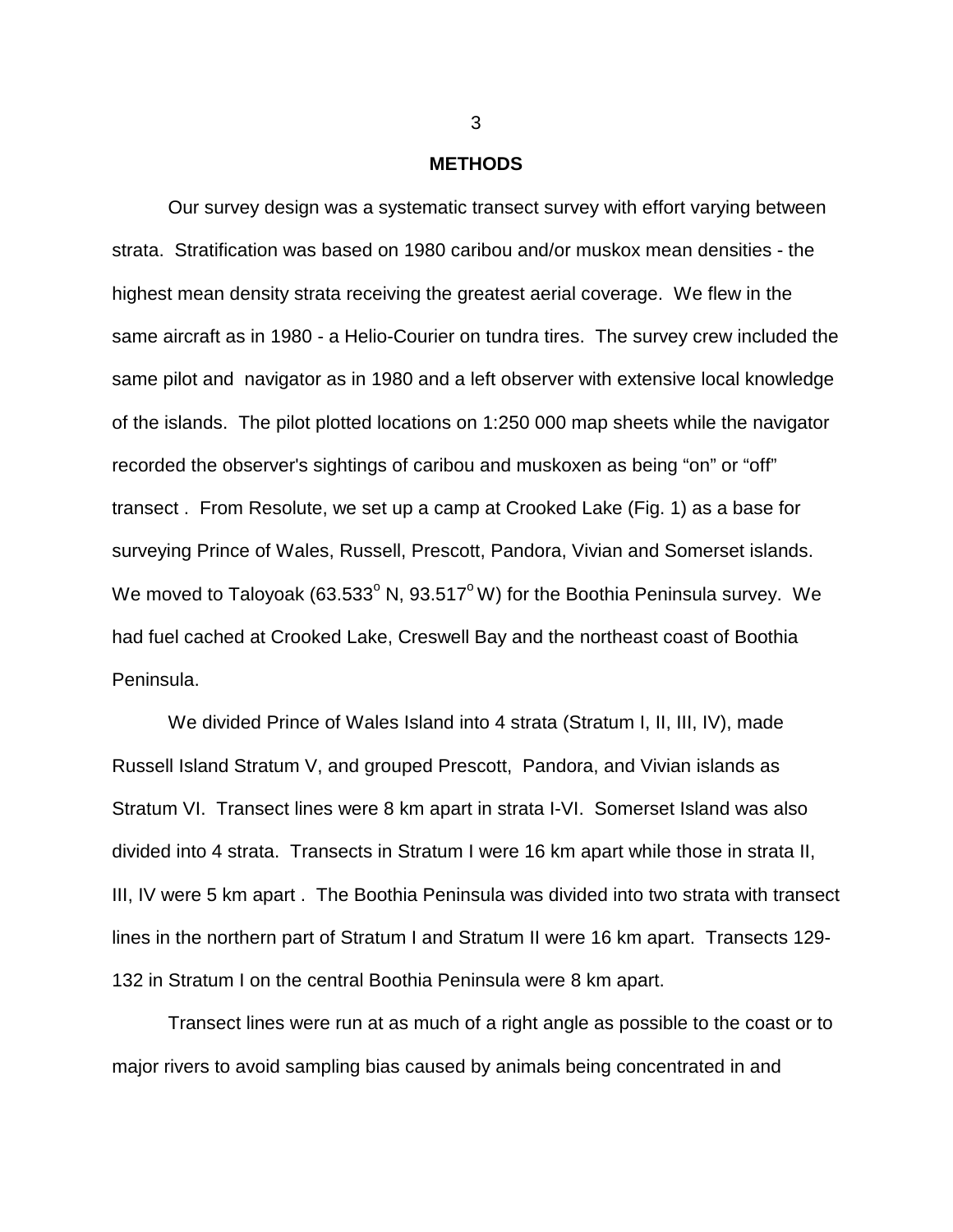## METHODS

Our survey design was a systematic transect survey with effort varying between strata. Stratification was based on 1980 caribou and/or muskox mean densities - the highest mean density strata receiving the greatest aerial coverage. We flew in the same aircraft as in 1980 - a Helio-Courier on tundra tires. The survey crew included the same pilot and navigator as in 1980 and a left observer with extensive local knowledge of the islands. The pilot plotted locations on 1:250 000 map sheets while the navigator recorded the observer's sightings of caribou and muskoxen as being "on" or "off" transect . From Resolute, we set up a camp at Crooked Lake (Fig. 1) as a base for surveying Prince of Wales, Russell, Prescott, Pandora, Vivian and Somerset islands. We moved to Taloyoak (63.533° N, 93.517° W) for the Boothia Peninsula survey. We had fuel cached at Crooked Lake, Creswell Bay and the northeast coast of Boothia Peninsula.

We divided Prince of Wales Island into 4 strata (Stratum I, II, III, IV), made Russell Island Stratum V, and grouped Prescott, Pandora, and Vivian islands as Stratum VI. Transect lines were 8 km apart in strata I-VI. Somerset Island was also divided into 4 strata. Transects in Stratum I were 16 km apart while those in strata II, III, IV were 5 km apart . The Boothia Peninsula was divided into two strata with transect lines in the northern part of Stratum I and Stratum II were 16 km apart. Transects 129-132 in Stratum I on the central Boothia Peninsula were 8 km apart.

Transect lines were run at as much of a right angle as possible to the coast or to major rivers to avoid sampling bias caused by animals being concentrated in and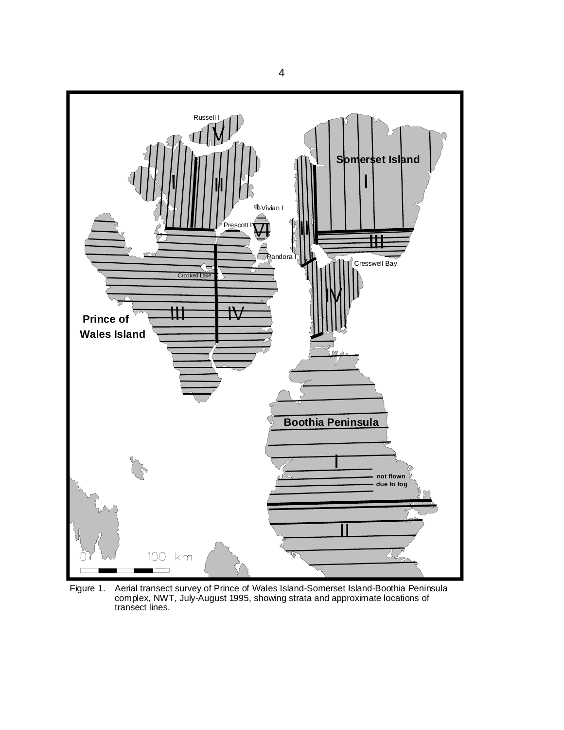Figure 1. Aerial transect survey of Prince of Wales Island-Somerset Island-Boothia Peninsula complex, NWT, July-August 1995, showing strata and approximate locations of transect lines.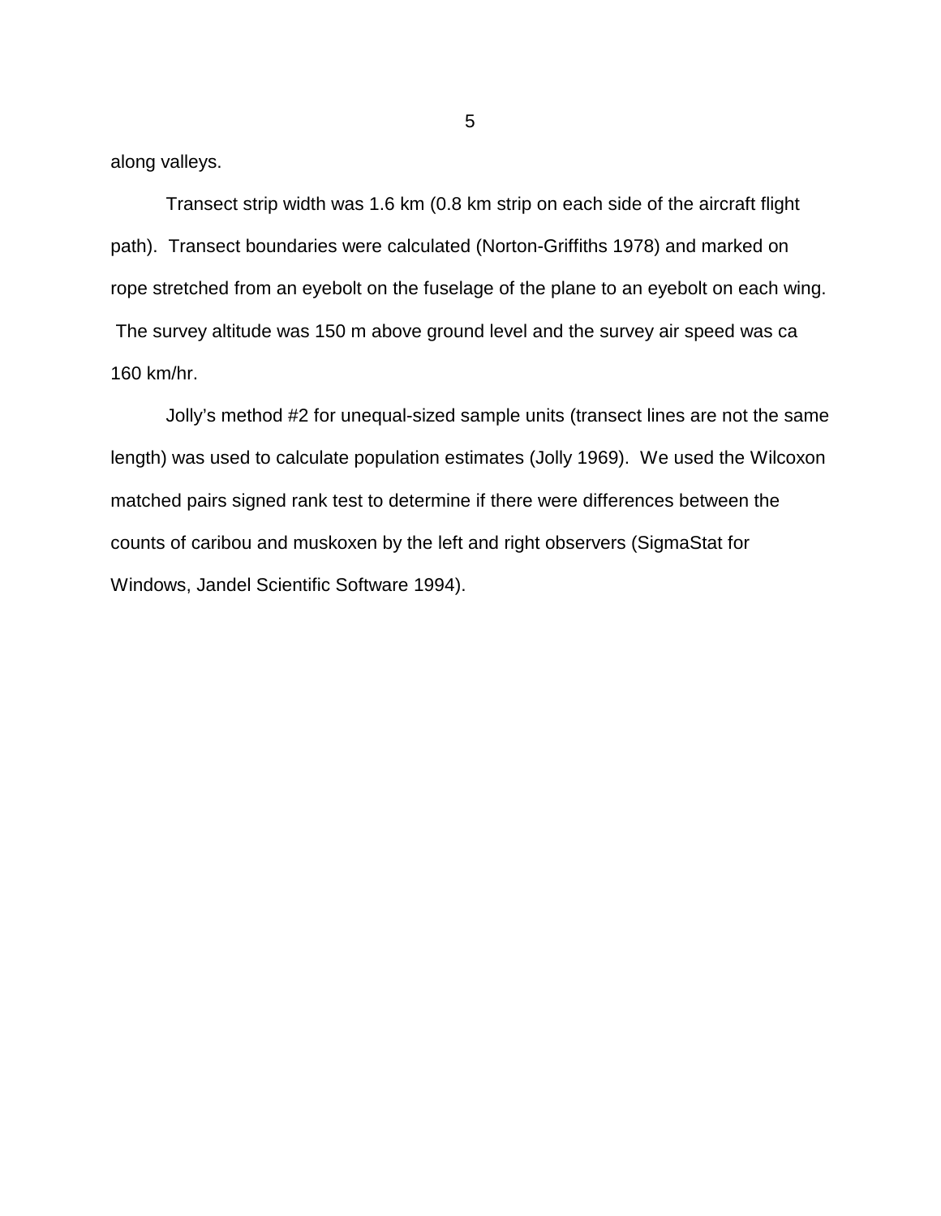along valleys.

Transect strip width was 1.6 km (0.8 km strip on each side of the aircraft flight path). Transect boundaries were calculated (Norton-Griffiths 1978) and marked on rope stretched from an eyebolt on the fuselage of the plane to an eyebolt on each wing. The survey altitude was 150 m above ground level and the survey air speed was ca 160 km/hr.

Jolly's method #2 for unequal-sized sample units (transect lines are not the same length) was used to calculate population estimates (Jolly 1969). We used the Wilcoxon matched pairs signed rank test to determine if there were differences between the counts of caribou and muskoxen by the left and right observers (SigmaStat for Windows, Jandel Scientific Software 1994).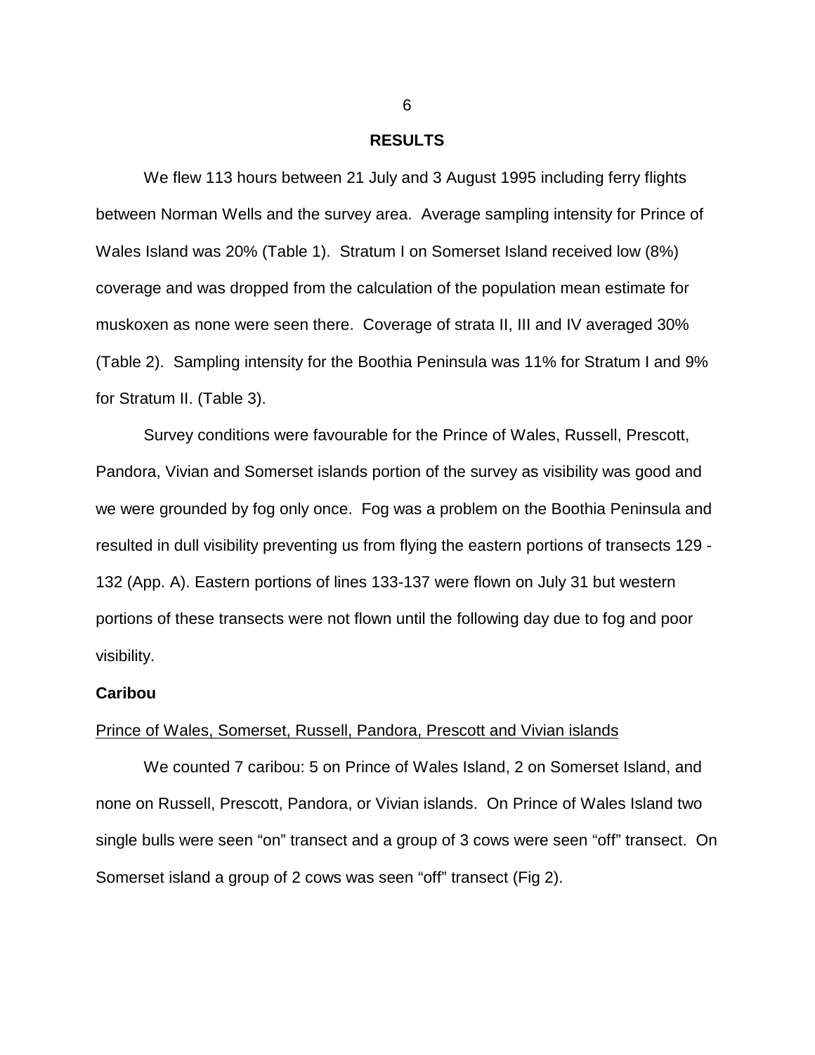## RESULTS

We flew 113 hours between 21 July and 3 August 1995 including ferry flights between Norman Wells and the survey area. Average sampling intensity for Prince of Wales Island was 20% (Table 1). Stratum I on Somerset Island received low (8%) coverage and was dropped from the calculation of the population mean estimate for muskoxen as none were seen there. Coverage of strata II, III and IV averaged 30% (Table 2). Sampling intensity for the Boothia Peninsula was 11% for Stratum I and 9% for Stratum II. (Table 3).

Survey conditions were favourable for the Prince of Wales, Russell, Prescott, Pandora, Vivian and Somerset islands portion of the survey as visibility was good and we were grounded by fog only once. Fog was a problem on the Boothia Peninsula and resulted in dull visibility preventing us from flying the eastern portions of transects 129 - 132 (App. A). Eastern portions of lines 133-137 were flown on July 31 but western portions of these transects were not flown until the following day due to fog and poor visibility.

### Caribou

<u>Prince of Wales, Somerset, Russell, Pandora, Prescott and Vivian islands</u>

We counted 7 caribou: 5 on Prince of Wales Island, 2 on Somerset Island, and none on Russell, Prescott, Pandora, or Vivian islands. On Prince of Wales Island two single bulls were seen "on" transect and a group of 3 cows were seen "off" transect. On Somerset island a group of 2 cows was seen "off" transect (Fig 2).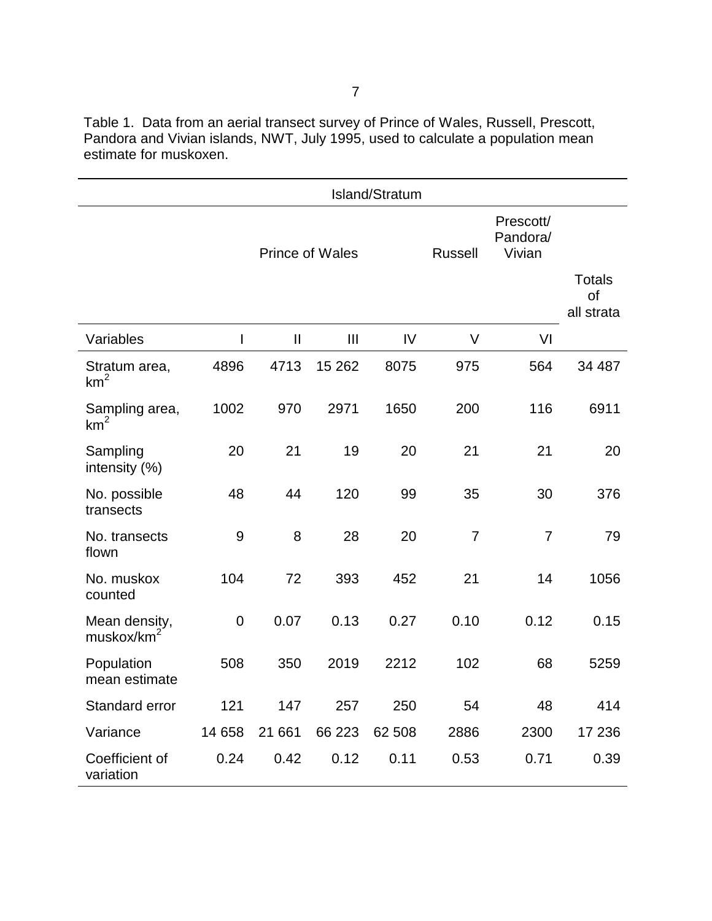Table 1. Data from an aerial transect survey of Prince of Wales, Russell, Prescott, Pandora and Vivian islands, NWT, July 1995, used to calculate a population mean estimate for muskoxen.

| | Island/Stratum | | | | | | |
|---|---|---|---|---|---|---|---|
| | Prince of Wales | | | | Russell | Prescott/ Pandora/ Vivian | Totals of all strata |
| Variables | I | II | III | IV | V | VI | |
| Stratum area, $km^2$ | 4896 | 4713 | 15 262 | 8075 | 975 | 564 | 34 487 |
| Sampling area, $km^2$ | 1002 | 970 | 2971 | 1650 | 200 | 116 | 6911 |
| Sampling intensity (%) | 20 | 21 | 19 | 20 | 21 | 21 | 20 |
| No. possible transects | 48 | 44 | 120 | 99 | 35 | 30 | 376 |
| No. transects flown | 9 | 8 | 28 | 20 | 7 | 7 | 79 |
| No. muskox counted | 104 | 72 | 393 | 452 | 21 | 14 | 1056 |
| Mean density, muskox/$km^2$ | 0 | 0.07 | 0.13 | 0.27 | 0.10 | 0.12 | 0.15 |
| Population mean estimate | 508 | 350 | 2019 | 2212 | 102 | 68 | 5259 |
| Standard error | 121 | 147 | 257 | 250 | 54 | 48 | 414 |
| Variance | 14 658 | 21 661 | 66 223 | 62 508 | 2886 | 2300 | 17 236 |
| Coefficient of variation | 0.24 | 0.42 | 0.12 | 0.11 | 0.53 | 0.71 | 0.39 |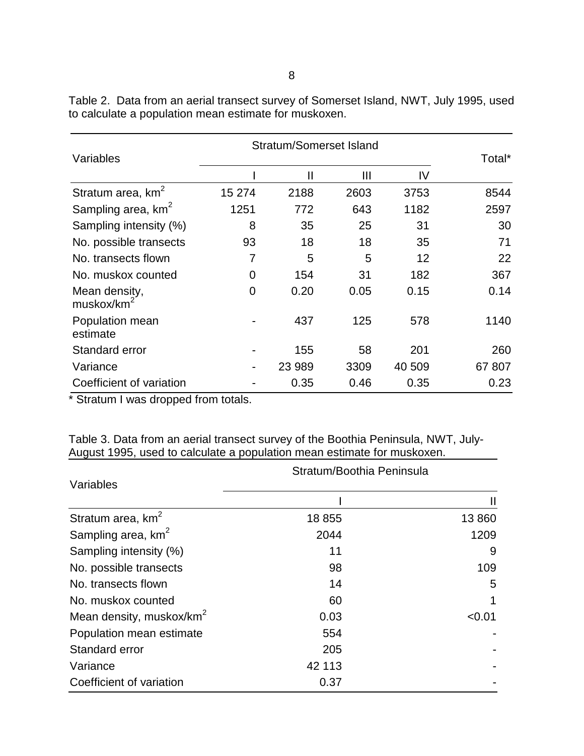Table 2. Data from an aerial transect survey of Somerset Island, NWT, July 1995, used to calculate a population mean estimate for muskoxen.

| Variables | Stratum/Somerset Island | | | | Total* |
|---|---|---|---|---|---|
| | I | II | III | IV | |
| Stratum area, km$^2$ | 15 274 | 2188 | 2603 | 3753 | 8544 |
| Sampling area, km$^2$ | 1251 | 772 | 643 | 1182 | 2597 |
| Sampling intensity (%) | 8 | 35 | 25 | 31 | 30 |
| No. possible transects | 93 | 18 | 18 | 35 | 71 |
| No. transects flown | 7 | 5 | 5 | 12 | 22 |
| No. muskox counted | 0 | 154 | 31 | 182 | 367 |
| Mean density, muskox/km$^2$ | 0 | 0.20 | 0.05 | 0.15 | 0.14 |
| Population mean estimate | - | 437 | 125 | 578 | 1140 |
| Standard error | - | 155 | 58 | 201 | 260 |
| Variance | - | 23 989 | 3309 | 40 509 | 67 807 |
| Coefficient of variation | - | 0.35 | 0.46 | 0.35 | 0.23 |

* Stratum I was dropped from totals.

Table 3. Data from an aerial transect survey of the Boothia Peninsula, NWT, July-August 1995, used to calculate a population mean estimate for muskoxen.

| Variables | Stratum/Boothia Peninsula | |
|---|---|---|
| | I | II |
| Stratum area, km$^2$ | 18 855 | 13 860 |
| Sampling area, km$^2$ | 2044 | 1209 |
| Sampling intensity (%) | 11 | 9 |
| No. possible transects | 98 | 109 |
| No. transects flown | 14 | 5 |
| No. muskox counted | 60 | 1 |
| Mean density, muskox/km$^2$ | 0.03 | <0.01 |
| Population mean estimate | 554 | - |
| Standard error | 205 | - |
| Variance | 42 113 | - |
| Coefficient of variation | 0.37 | - |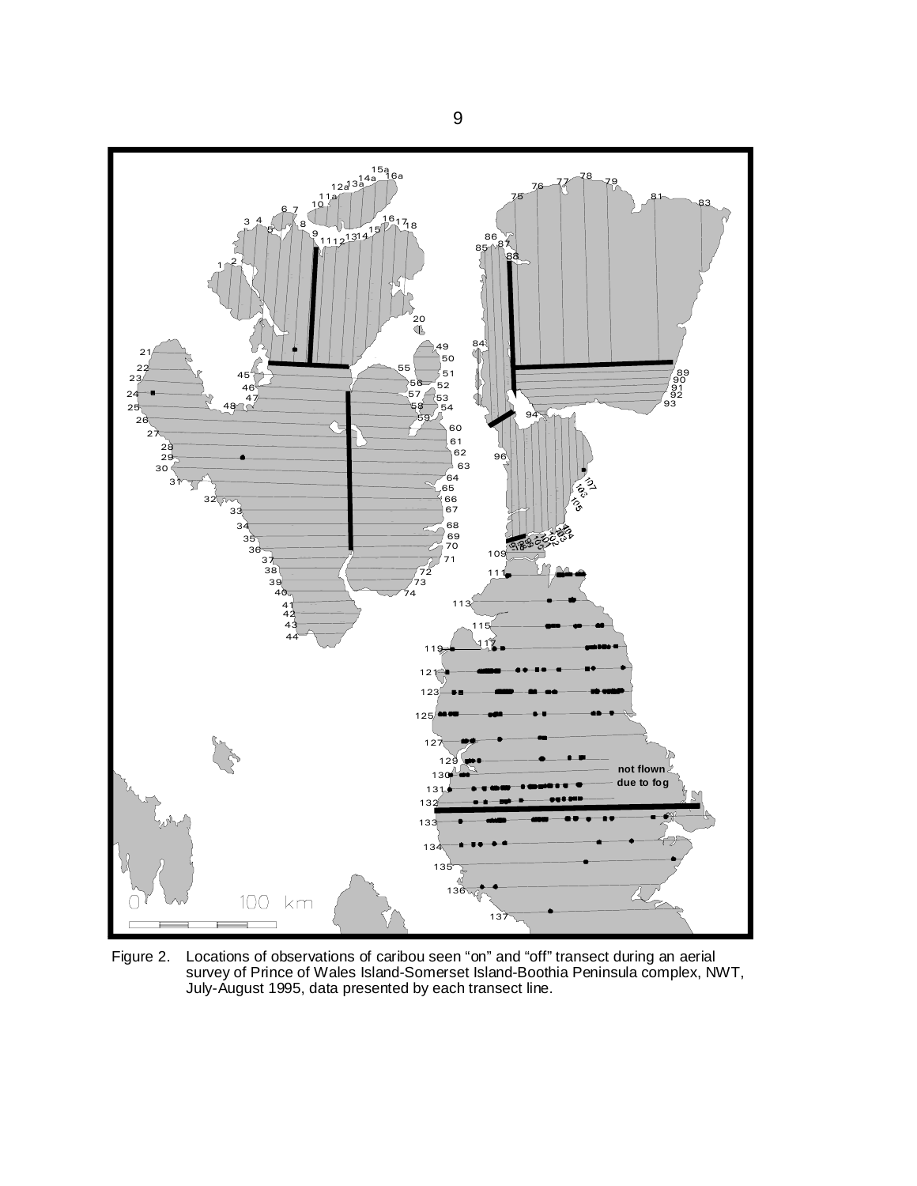Figure 2. Locations of observations of caribou seen "on" and "off" transect during an aerial survey of Prince of Wales Island-Somerset Island-Boothia Peninsula complex, NWT, July-August 1995, data presented by each transect line.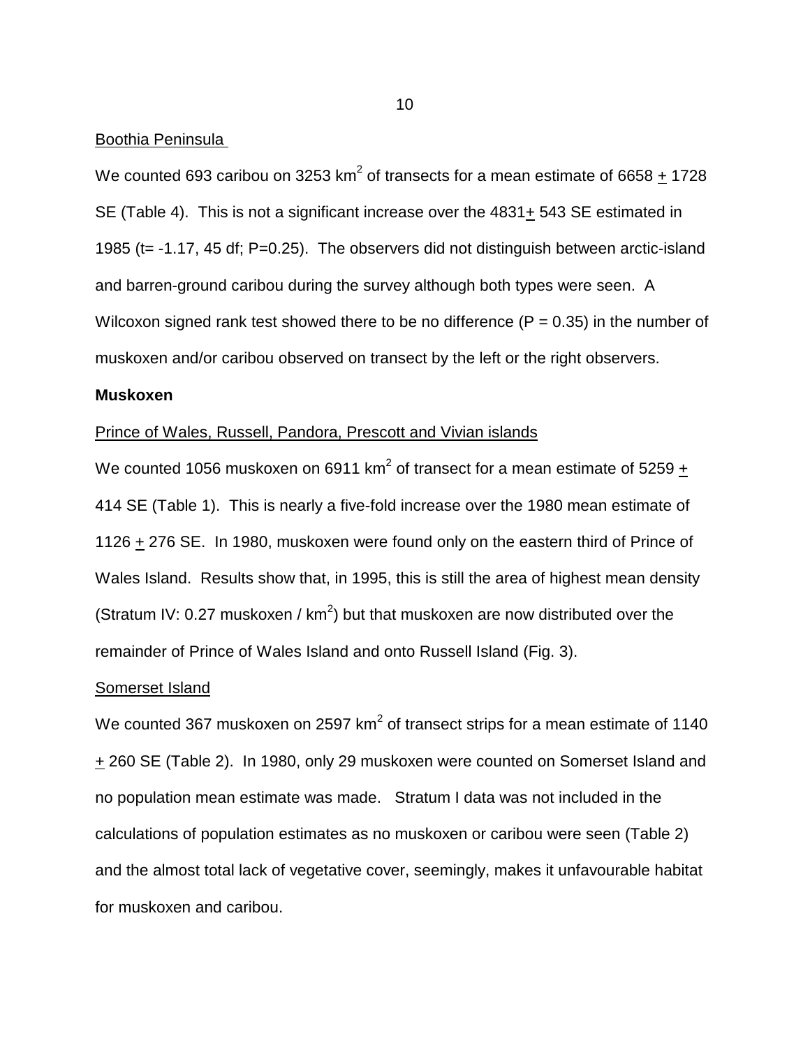Boothia Peninsula

We counted 693 caribou on 3253 $km^2$ of transects for a mean estimate of 6658 $\pm$ 1728 SE (Table 4). This is not a significant increase over the 4831$\pm$ 543 SE estimated in 1985 ($t= -1.17$, 45 df; $P=0.25$). The observers did not distinguish between arctic-island and barren-ground caribou during the survey although both types were seen. A Wilcoxon signed rank test showed there to be no difference ($P = 0.35$) in the number of muskoxen and/or caribou observed on transect by the left or the right observers.

**Muskoxen**

Prince of Wales, Russell, Pandora, Prescott and Vivian islands

We counted 1056 muskoxen on 6911 $km^2$ of transect for a mean estimate of 5259 $\pm$ 414 SE (Table 1). This is nearly a five-fold increase over the 1980 mean estimate of 1126 $\pm$ 276 SE. In 1980, muskoxen were found only on the eastern third of Prince of Wales Island. Results show that, in 1995, this is still the area of highest mean density (Stratum IV: 0.27 muskoxen / $km^2$) but that muskoxen are now distributed over the remainder of Prince of Wales Island and onto Russell Island (Fig. 3).

Somerset Island

We counted 367 muskoxen on 2597 $km^2$ of transect strips for a mean estimate of 1140 $\pm$ 260 SE (Table 2). In 1980, only 29 muskoxen were counted on Somerset Island and no population mean estimate was made. Stratum I data was not included in the calculations of population estimates as no muskoxen or caribou were seen (Table 2) and the almost total lack of vegetative cover, seemingly, makes it unfavourable habitat for muskoxen and caribou.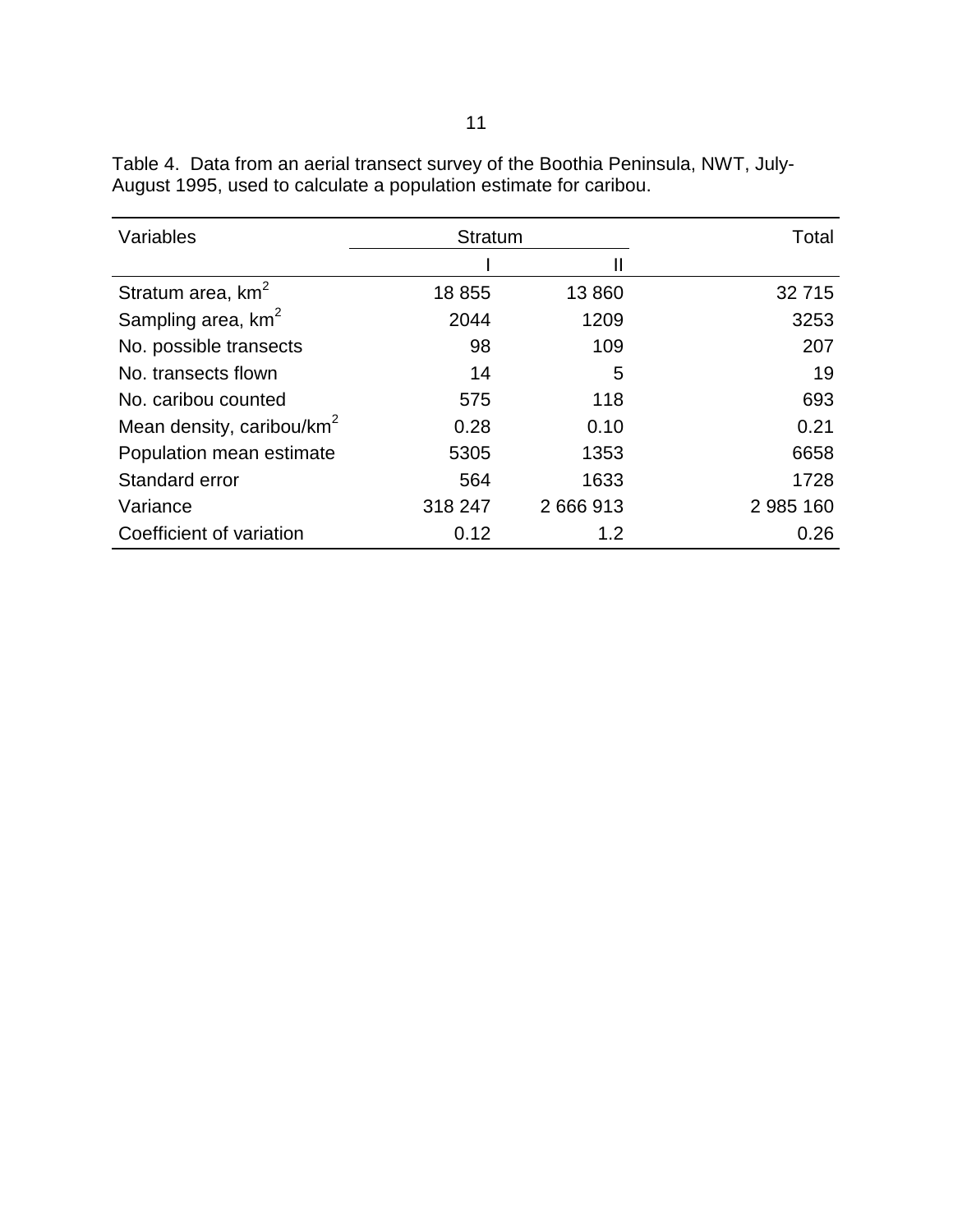Table 4. Data from an aerial transect survey of the Boothia Peninsula, NWT, July-August 1995, used to calculate a population estimate for caribou.

| Variables | Stratum | | Total |
|---|---|---|---|
| | I | II | |
| Stratum area, km$^2$ | 18 855 | 13 860 | 32 715 |
| Sampling area, km$^2$ | 2044 | 1209 | 3253 |
| No. possible transects | 98 | 109 | 207 |
| No. transects flown | 14 | 5 | 19 |
| No. caribou counted | 575 | 118 | 693 |
| Mean density, caribou/km$^2$ | 0.28 | 0.10 | 0.21 |
| Population mean estimate | 5305 | 1353 | 6658 |
| Standard error | 564 | 1633 | 1728 |
| Variance | 318 247 | 2 666 913 | 2 985 160 |
| Coefficient of variation | 0.12 | 1.2 | 0.26 |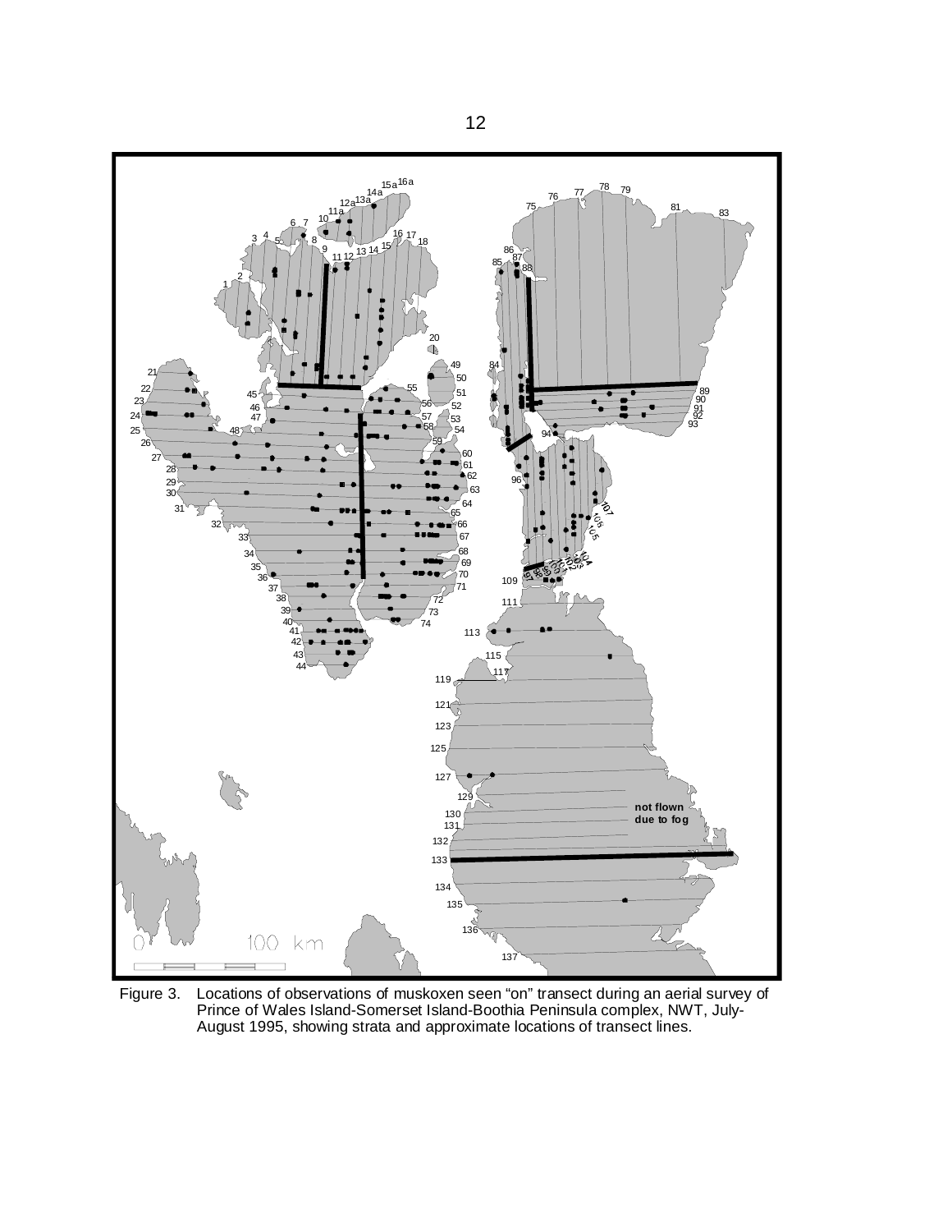Figure 3. Locations of observations of muskoxen seen "on" transect during an aerial survey of Prince of Wales Island-Somerset Island-Boothia Peninsula complex, NWT, July-August 1995, showing strata and approximate locations of transect lines.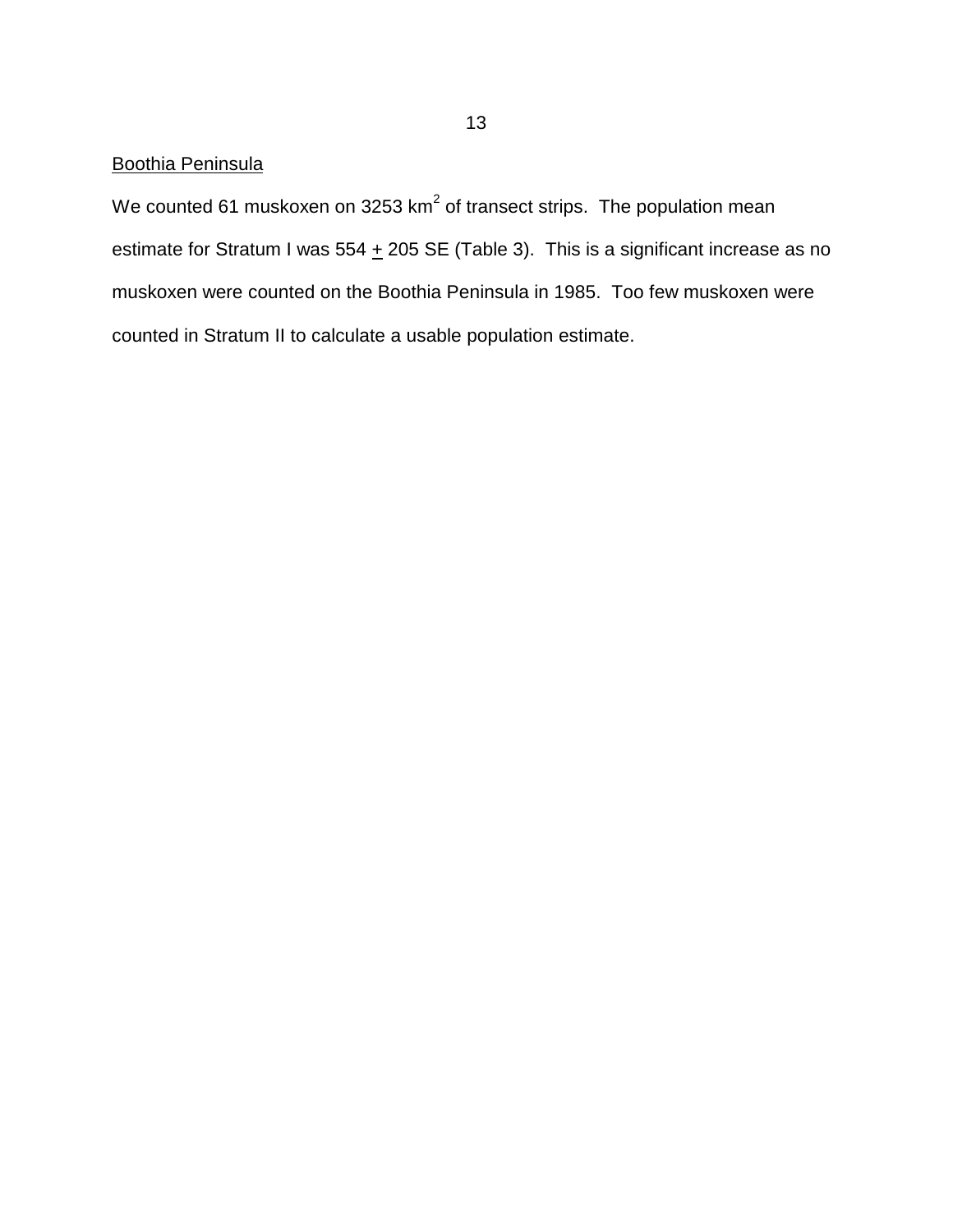## Boothia Peninsula

We counted 61 muskoxen on 3253 $km^2$ of transect strips. The population mean estimate for Stratum I was 554 $\pm$ 205 SE (Table 3). This is a significant increase as no muskoxen were counted on the Boothia Peninsula in 1985. Too few muskoxen were counted in Stratum II to calculate a usable population estimate.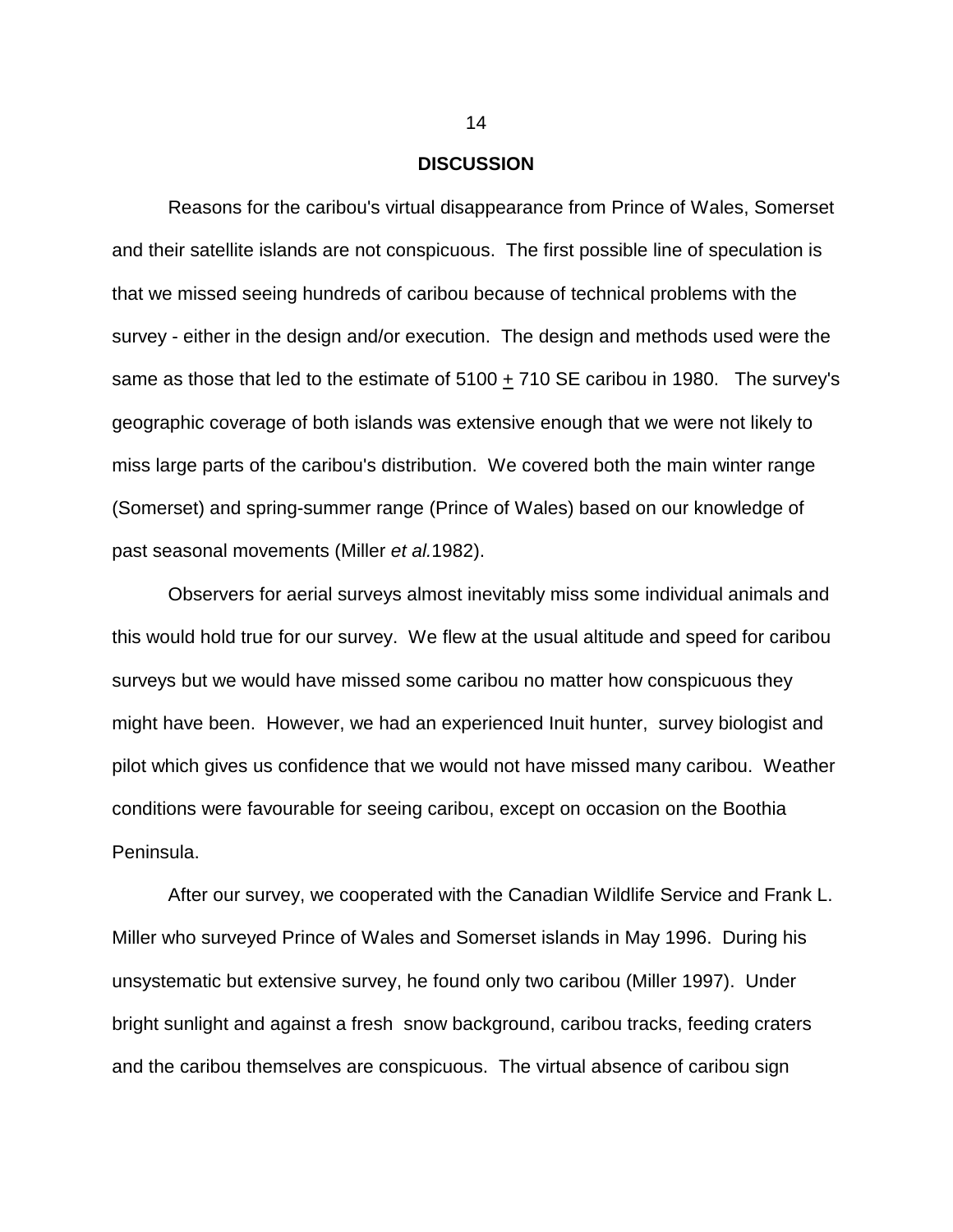## DISCUSSION

Reasons for the caribou's virtual disappearance from Prince of Wales, Somerset and their satellite islands are not conspicuous. The first possible line of speculation is that we missed seeing hundreds of caribou because of technical problems with the survey - either in the design and/or execution. The design and methods used were the same as those that led to the estimate of 5100 $\pm$ 710 SE caribou in 1980. The survey's geographic coverage of both islands was extensive enough that we were not likely to miss large parts of the caribou's distribution. We covered both the main winter range (Somerset) and spring-summer range (Prince of Wales) based on our knowledge of past seasonal movements (Miller *et al.*1982).

Observers for aerial surveys almost inevitably miss some individual animals and this would hold true for our survey. We flew at the usual altitude and speed for caribou surveys but we would have missed some caribou no matter how conspicuous they might have been. However, we had an experienced Inuit hunter, survey biologist and pilot which gives us confidence that we would not have missed many caribou. Weather conditions were favourable for seeing caribou, except on occasion on the Boothia Peninsula.

After our survey, we cooperated with the Canadian Wildlife Service and Frank L. Miller who surveyed Prince of Wales and Somerset islands in May 1996. During his unsystematic but extensive survey, he found only two caribou (Miller 1997). Under bright sunlight and against a fresh snow background, caribou tracks, feeding craters and the caribou themselves are conspicuous. The virtual absence of caribou sign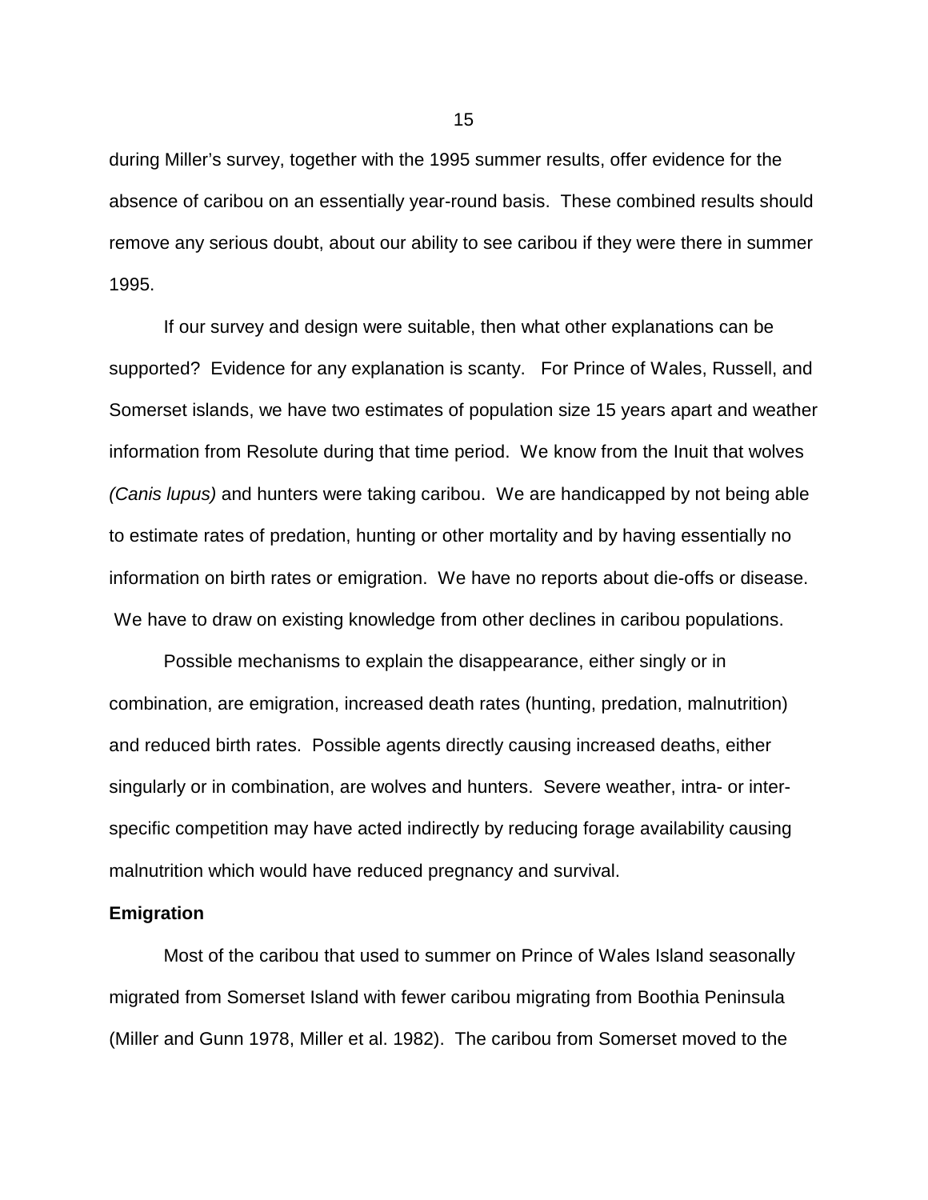during Miller's survey, together with the 1995 summer results, offer evidence for the absence of caribou on an essentially year-round basis. These combined results should remove any serious doubt, about our ability to see caribou if they were there in summer 1995.

If our survey and design were suitable, then what other explanations can be supported? Evidence for any explanation is scanty. For Prince of Wales, Russell, and Somerset islands, we have two estimates of population size 15 years apart and weather information from Resolute during that time period. We know from the Inuit that wolves *(Canis lupus)* and hunters were taking caribou. We are handicapped by not being able to estimate rates of predation, hunting or other mortality and by having essentially no information on birth rates or emigration. We have no reports about die-offs or disease. We have to draw on existing knowledge from other declines in caribou populations.

Possible mechanisms to explain the disappearance, either singly or in combination, are emigration, increased death rates (hunting, predation, malnutrition) and reduced birth rates. Possible agents directly causing increased deaths, either singularly or in combination, are wolves and hunters. Severe weather, intra- or inter-specific competition may have acted indirectly by reducing forage availability causing malnutrition which would have reduced pregnancy and survival.

**Emigration**

Most of the caribou that used to summer on Prince of Wales Island seasonally migrated from Somerset Island with fewer caribou migrating from Boothia Peninsula (Miller and Gunn 1978, Miller et al. 1982). The caribou from Somerset moved to the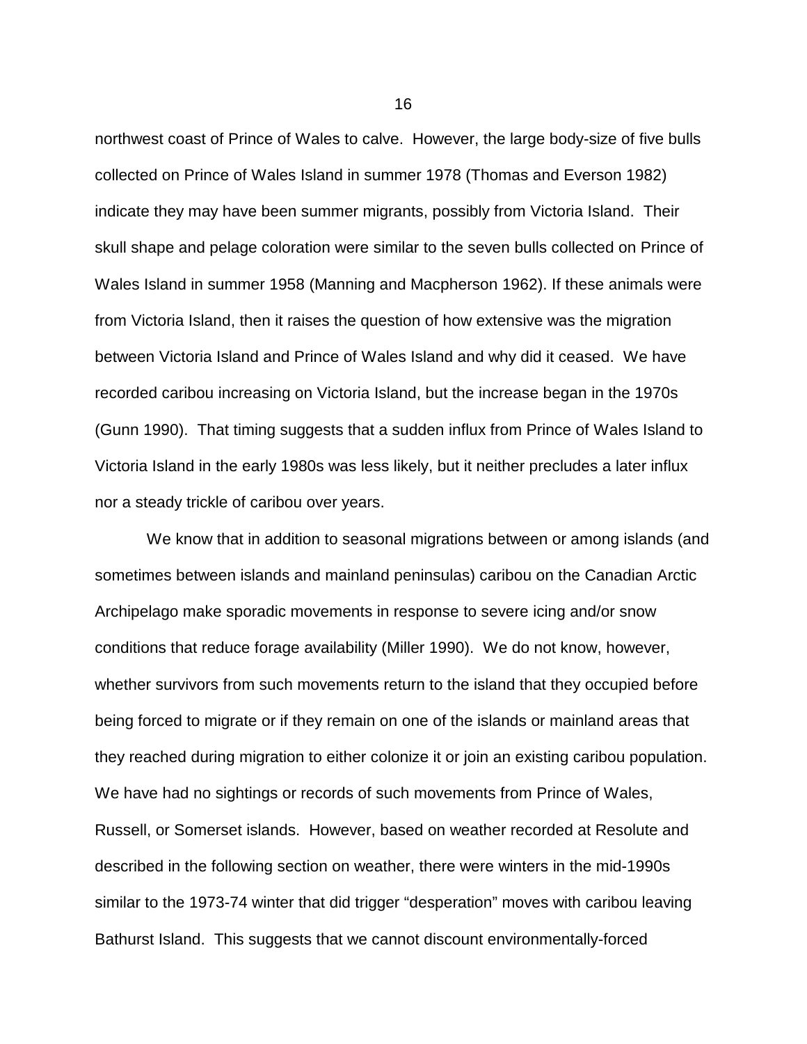northwest coast of Prince of Wales to calve. However, the large body-size of five bulls collected on Prince of Wales Island in summer 1978 (Thomas and Everson 1982) indicate they may have been summer migrants, possibly from Victoria Island. Their skull shape and pelage coloration were similar to the seven bulls collected on Prince of Wales Island in summer 1958 (Manning and Macpherson 1962). If these animals were from Victoria Island, then it raises the question of how extensive was the migration between Victoria Island and Prince of Wales Island and why did it ceased. We have recorded caribou increasing on Victoria Island, but the increase began in the 1970s (Gunn 1990). That timing suggests that a sudden influx from Prince of Wales Island to Victoria Island in the early 1980s was less likely, but it neither precludes a later influx nor a steady trickle of caribou over years.

We know that in addition to seasonal migrations between or among islands (and sometimes between islands and mainland peninsulas) caribou on the Canadian Arctic Archipelago make sporadic movements in response to severe icing and/or snow conditions that reduce forage availability (Miller 1990). We do not know, however, whether survivors from such movements return to the island that they occupied before being forced to migrate or if they remain on one of the islands or mainland areas that they reached during migration to either colonize it or join an existing caribou population. We have had no sightings or records of such movements from Prince of Wales, Russell, or Somerset islands. However, based on weather recorded at Resolute and described in the following section on weather, there were winters in the mid-1990s similar to the 1973-74 winter that did trigger "desperation" moves with caribou leaving Bathurst Island. This suggests that we cannot discount environmentally-forced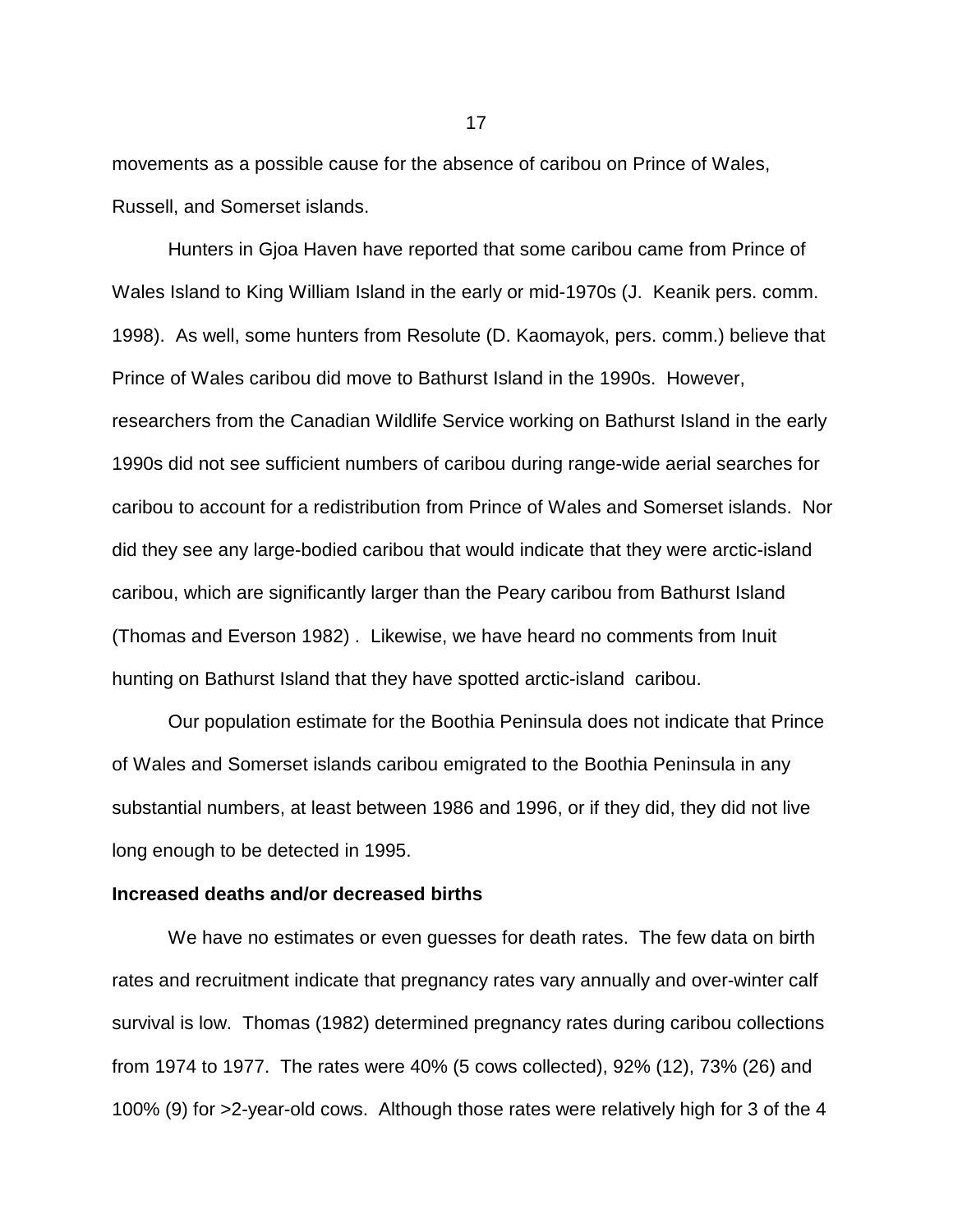movements as a possible cause for the absence of caribou on Prince of Wales, Russell, and Somerset islands.

Hunters in Gjoa Haven have reported that some caribou came from Prince of Wales Island to King William Island in the early or mid-1970s (J. Keanik pers. comm. 1998). As well, some hunters from Resolute (D. Kaomayok, pers. comm.) believe that Prince of Wales caribou did move to Bathurst Island in the 1990s. However, researchers from the Canadian Wildlife Service working on Bathurst Island in the early 1990s did not see sufficient numbers of caribou during range-wide aerial searches for caribou to account for a redistribution from Prince of Wales and Somerset islands. Nor did they see any large-bodied caribou that would indicate that they were arctic-island caribou, which are significantly larger than the Peary caribou from Bathurst Island (Thomas and Everson 1982) . Likewise, we have heard no comments from Inuit hunting on Bathurst Island that they have spotted arctic-island caribou.

Our population estimate for the Boothia Peninsula does not indicate that Prince of Wales and Somerset islands caribou emigrated to the Boothia Peninsula in any substantial numbers, at least between 1986 and 1996, or if they did, they did not live long enough to be detected in 1995.

**Increased deaths and/or decreased births**

We have no estimates or even guesses for death rates. The few data on birth rates and recruitment indicate that pregnancy rates vary annually and over-winter calf survival is low. Thomas (1982) determined pregnancy rates during caribou collections from 1974 to 1977. The rates were 40% (5 cows collected), 92% (12), 73% (26) and 100% (9) for >2-year-old cows. Although those rates were relatively high for 3 of the 4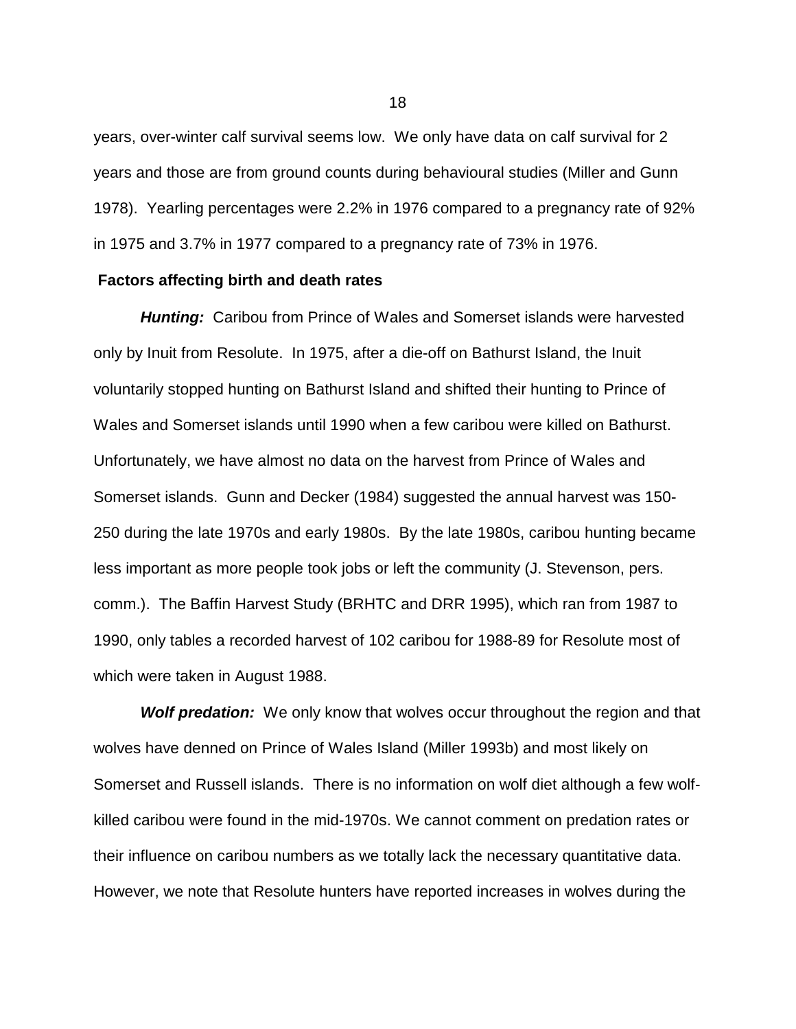years, over-winter calf survival seems low. We only have data on calf survival for 2 years and those are from ground counts during behavioural studies (Miller and Gunn 1978). Yearling percentages were 2.2% in 1976 compared to a pregnancy rate of 92% in 1975 and 3.7% in 1977 compared to a pregnancy rate of 73% in 1976.

**Factors affecting birth and death rates**

***Hunting:*** Caribou from Prince of Wales and Somerset islands were harvested only by Inuit from Resolute. In 1975, after a die-off on Bathurst Island, the Inuit voluntarily stopped hunting on Bathurst Island and shifted their hunting to Prince of Wales and Somerset islands until 1990 when a few caribou were killed on Bathurst. Unfortunately, we have almost no data on the harvest from Prince of Wales and Somerset islands. Gunn and Decker (1984) suggested the annual harvest was 150-250 during the late 1970s and early 1980s. By the late 1980s, caribou hunting became less important as more people took jobs or left the community (J. Stevenson, pers. comm.). The Baffin Harvest Study (BRHTC and DRR 1995), which ran from 1987 to 1990, only tables a recorded harvest of 102 caribou for 1988-89 for Resolute most of which were taken in August 1988.

***Wolf predation:*** We only know that wolves occur throughout the region and that wolves have denned on Prince of Wales Island (Miller 1993b) and most likely on Somerset and Russell islands. There is no information on wolf diet although a few wolf-killed caribou were found in the mid-1970s. We cannot comment on predation rates or their influence on caribou numbers as we totally lack the necessary quantitative data. However, we note that Resolute hunters have reported increases in wolves during the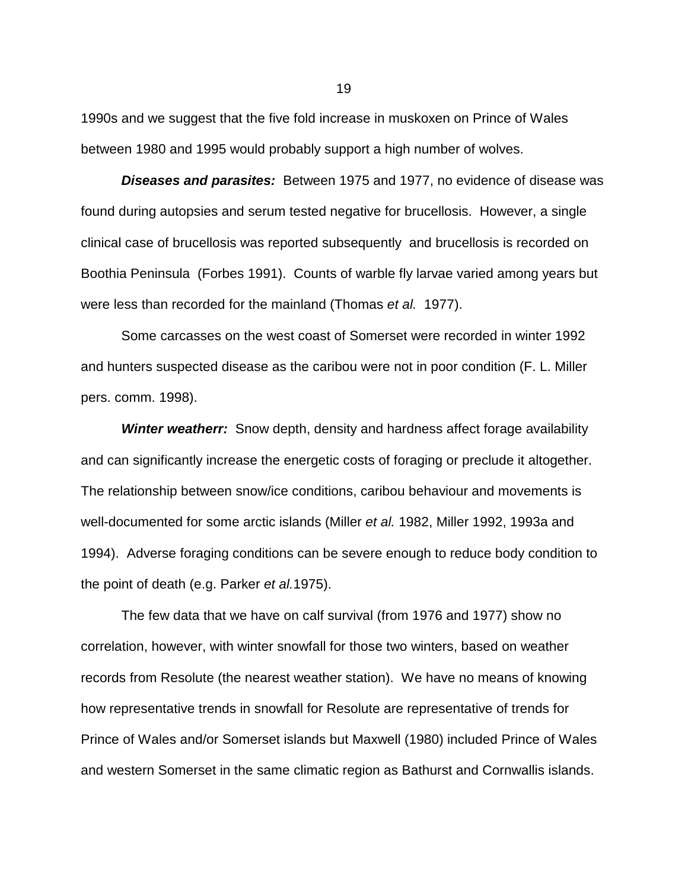1990s and we suggest that the five fold increase in muskoxen on Prince of Wales between 1980 and 1995 would probably support a high number of wolves.

***Diseases and parasites:*** Between 1975 and 1977, no evidence of disease was found during autopsies and serum tested negative for brucellosis. However, a single clinical case of brucellosis was reported subsequently and brucellosis is recorded on Boothia Peninsula (Forbes 1991). Counts of warble fly larvae varied among years but were less than recorded for the mainland (Thomas *et al.* 1977).

Some carcasses on the west coast of Somerset were recorded in winter 1992 and hunters suspected disease as the caribou were not in poor condition (F. L. Miller pers. comm. 1998).

***Winter weatherr:*** Snow depth, density and hardness affect forage availability and can significantly increase the energetic costs of foraging or preclude it altogether. The relationship between snow/ice conditions, caribou behaviour and movements is well-documented for some arctic islands (Miller *et al.* 1982, Miller 1992, 1993a and 1994). Adverse foraging conditions can be severe enough to reduce body condition to the point of death (e.g. Parker *et al.*1975).

The few data that we have on calf survival (from 1976 and 1977) show no correlation, however, with winter snowfall for those two winters, based on weather records from Resolute (the nearest weather station). We have no means of knowing how representative trends in snowfall for Resolute are representative of trends for Prince of Wales and/or Somerset islands but Maxwell (1980) included Prince of Wales and western Somerset in the same climatic region as Bathurst and Cornwallis islands.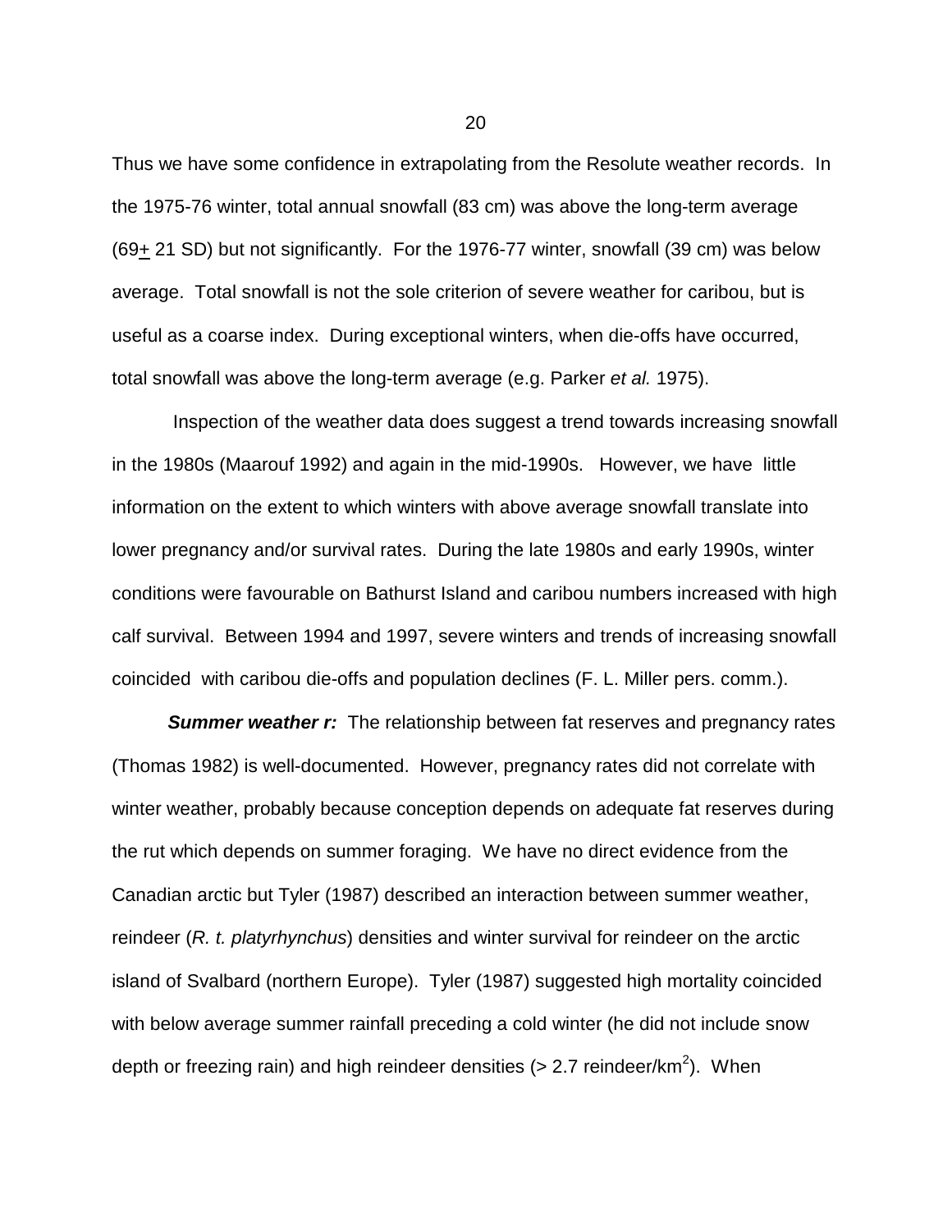Thus we have some confidence in extrapolating from the Resolute weather records. In the 1975-76 winter, total annual snowfall (83 cm) was above the long-term average (69$\pm$ 21 SD) but not significantly. For the 1976-77 winter, snowfall (39 cm) was below average. Total snowfall is not the sole criterion of severe weather for caribou, but is useful as a coarse index. During exceptional winters, when die-offs have occurred, total snowfall was above the long-term average (e.g. Parker *et al.* 1975).

Inspection of the weather data does suggest a trend towards increasing snowfall in the 1980s (Maarouf 1992) and again in the mid-1990s. However, we have little information on the extent to which winters with above average snowfall translate into lower pregnancy and/or survival rates. During the late 1980s and early 1990s, winter conditions were favourable on Bathurst Island and caribou numbers increased with high calf survival. Between 1994 and 1997, severe winters and trends of increasing snowfall coincided with caribou die-offs and population declines (F. L. Miller pers. comm.).

***Summer weather r:*** The relationship between fat reserves and pregnancy rates (Thomas 1982) is well-documented. However, pregnancy rates did not correlate with winter weather, probably because conception depends on adequate fat reserves during the rut which depends on summer foraging. We have no direct evidence from the Canadian arctic but Tyler (1987) described an interaction between summer weather, reindeer (*R. t. platyrhynchus*) densities and winter survival for reindeer on the arctic island of Svalbard (northern Europe). Tyler (1987) suggested high mortality coincided with below average summer rainfall preceding a cold winter (he did not include snow depth or freezing rain) and high reindeer densities (> 2.7 reindeer/km$^2$). When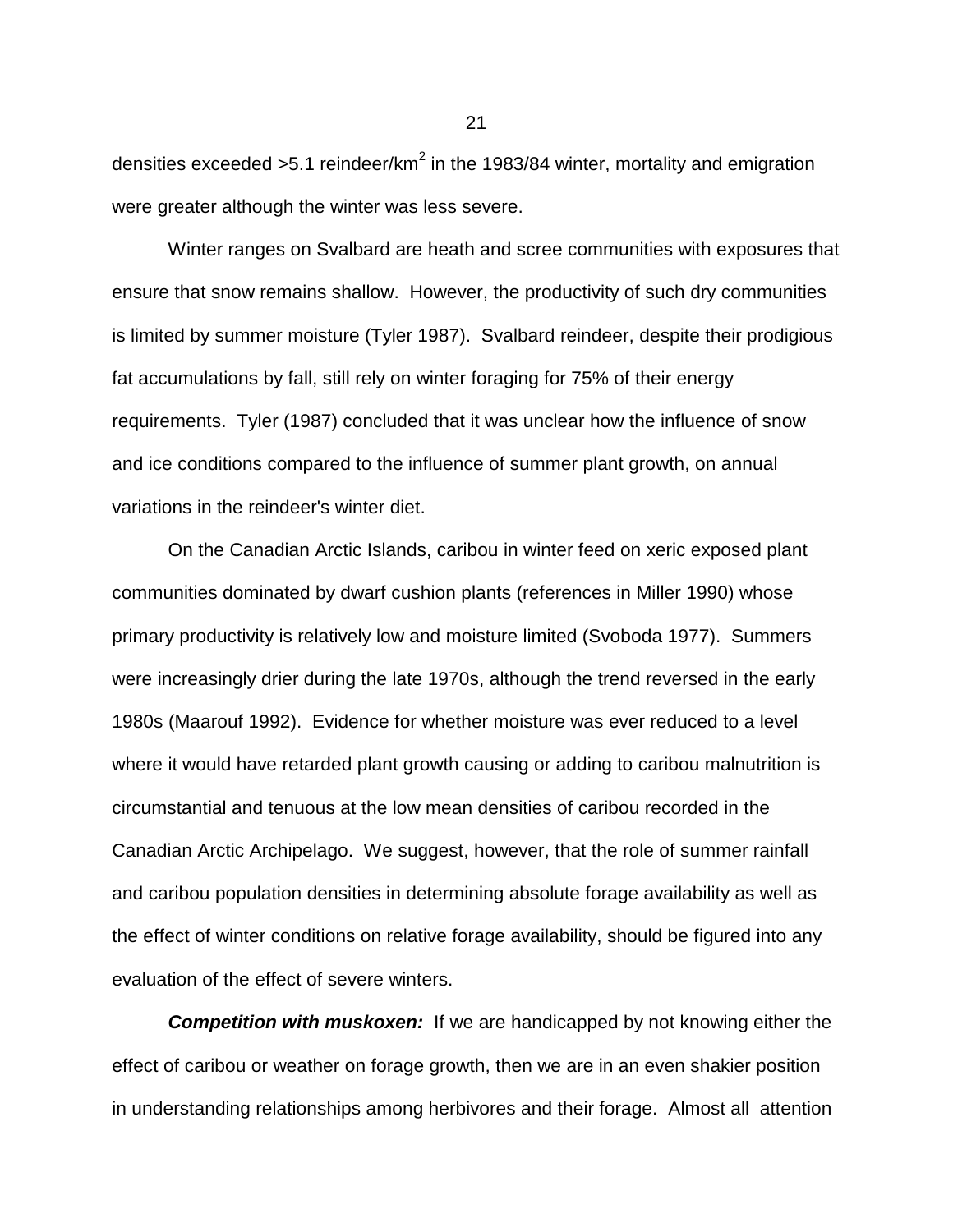densities exceeded >5.1 reindeer/km$^2$ in the 1983/84 winter, mortality and emigration were greater although the winter was less severe.

Winter ranges on Svalbard are heath and scree communities with exposures that ensure that snow remains shallow. However, the productivity of such dry communities is limited by summer moisture (Tyler 1987). Svalbard reindeer, despite their prodigious fat accumulations by fall, still rely on winter foraging for 75% of their energy requirements. Tyler (1987) concluded that it was unclear how the influence of snow and ice conditions compared to the influence of summer plant growth, on annual variations in the reindeer's winter diet.

On the Canadian Arctic Islands, caribou in winter feed on xeric exposed plant communities dominated by dwarf cushion plants (references in Miller 1990) whose primary productivity is relatively low and moisture limited (Svoboda 1977). Summers were increasingly drier during the late 1970s, although the trend reversed in the early 1980s (Maarouf 1992). Evidence for whether moisture was ever reduced to a level where it would have retarded plant growth causing or adding to caribou malnutrition is circumstantial and tenuous at the low mean densities of caribou recorded in the Canadian Arctic Archipelago. We suggest, however, that the role of summer rainfall and caribou population densities in determining absolute forage availability as well as the effect of winter conditions on relative forage availability, should be figured into any evaluation of the effect of severe winters.

***Competition with muskoxen:*** If we are handicapped by not knowing either the effect of caribou or weather on forage growth, then we are in an even shakier position in understanding relationships among herbivores and their forage. Almost all attention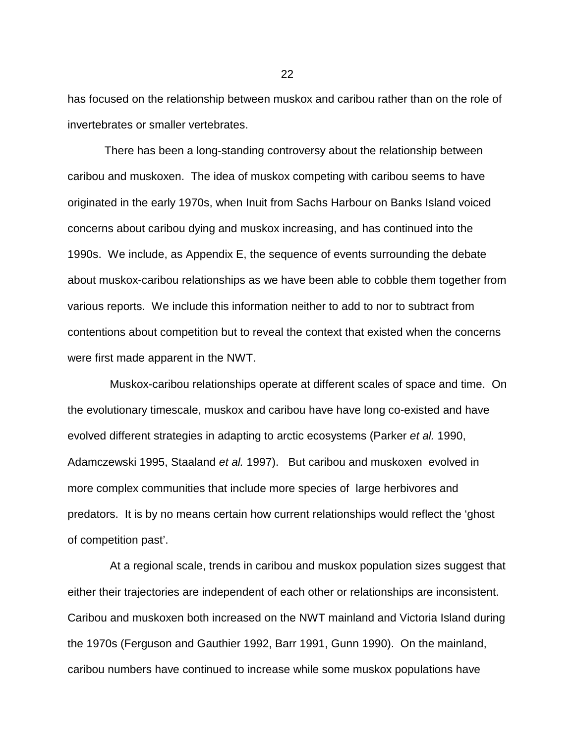has focused on the relationship between muskox and caribou rather than on the role of invertebrates or smaller vertebrates.

There has been a long-standing controversy about the relationship between caribou and muskoxen. The idea of muskox competing with caribou seems to have originated in the early 1970s, when Inuit from Sachs Harbour on Banks Island voiced concerns about caribou dying and muskox increasing, and has continued into the 1990s. We include, as Appendix E, the sequence of events surrounding the debate about muskox-caribou relationships as we have been able to cobble them together from various reports. We include this information neither to add to nor to subtract from contentions about competition but to reveal the context that existed when the concerns were first made apparent in the NWT.

Muskox-caribou relationships operate at different scales of space and time. On the evolutionary timescale, muskox and caribou have have long co-existed and have evolved different strategies in adapting to arctic ecosystems (Parker *et al.* 1990, Adamczewski 1995, Staaland *et al.* 1997). But caribou and muskoxen evolved in more complex communities that include more species of large herbivores and predators. It is by no means certain how current relationships would reflect the 'ghost of competition past'.

At a regional scale, trends in caribou and muskox population sizes suggest that either their trajectories are independent of each other or relationships are inconsistent. Caribou and muskoxen both increased on the NWT mainland and Victoria Island during the 1970s (Ferguson and Gauthier 1992, Barr 1991, Gunn 1990). On the mainland, caribou numbers have continued to increase while some muskox populations have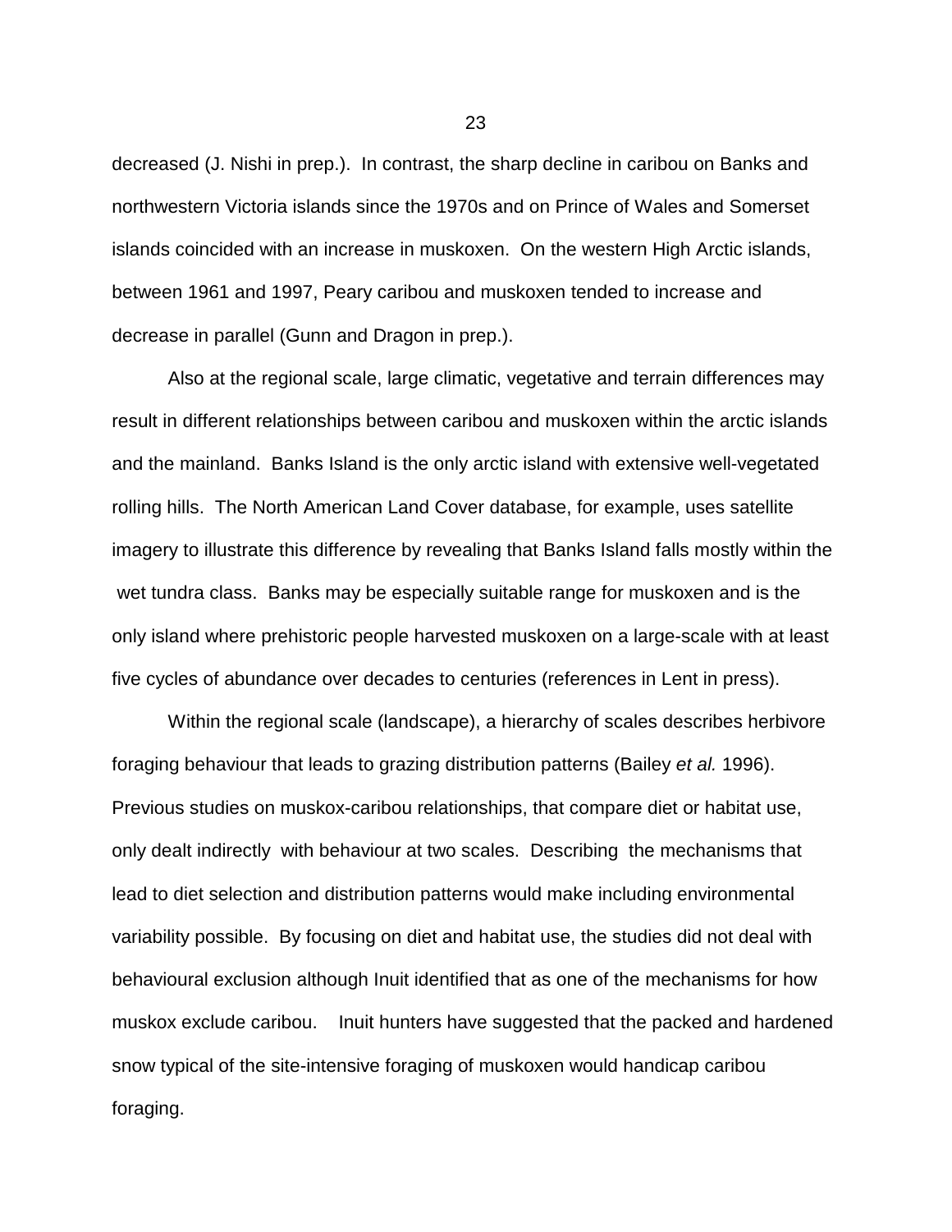decreased (J. Nishi in prep.). In contrast, the sharp decline in caribou on Banks and northwestern Victoria islands since the 1970s and on Prince of Wales and Somerset islands coincided with an increase in muskoxen. On the western High Arctic islands, between 1961 and 1997, Peary caribou and muskoxen tended to increase and decrease in parallel (Gunn and Dragon in prep.).

Also at the regional scale, large climatic, vegetative and terrain differences may result in different relationships between caribou and muskoxen within the arctic islands and the mainland. Banks Island is the only arctic island with extensive well-vegetated rolling hills. The North American Land Cover database, for example, uses satellite imagery to illustrate this difference by revealing that Banks Island falls mostly within the wet tundra class. Banks may be especially suitable range for muskoxen and is the only island where prehistoric people harvested muskoxen on a large-scale with at least five cycles of abundance over decades to centuries (references in Lent in press).

Within the regional scale (landscape), a hierarchy of scales describes herbivore foraging behaviour that leads to grazing distribution patterns (Bailey *et al.* 1996). Previous studies on muskox-caribou relationships, that compare diet or habitat use, only dealt indirectly with behaviour at two scales. Describing the mechanisms that lead to diet selection and distribution patterns would make including environmental variability possible. By focusing on diet and habitat use, the studies did not deal with behavioural exclusion although Inuit identified that as one of the mechanisms for how muskox exclude caribou. Inuit hunters have suggested that the packed and hardened snow typical of the site-intensive foraging of muskoxen would handicap caribou foraging.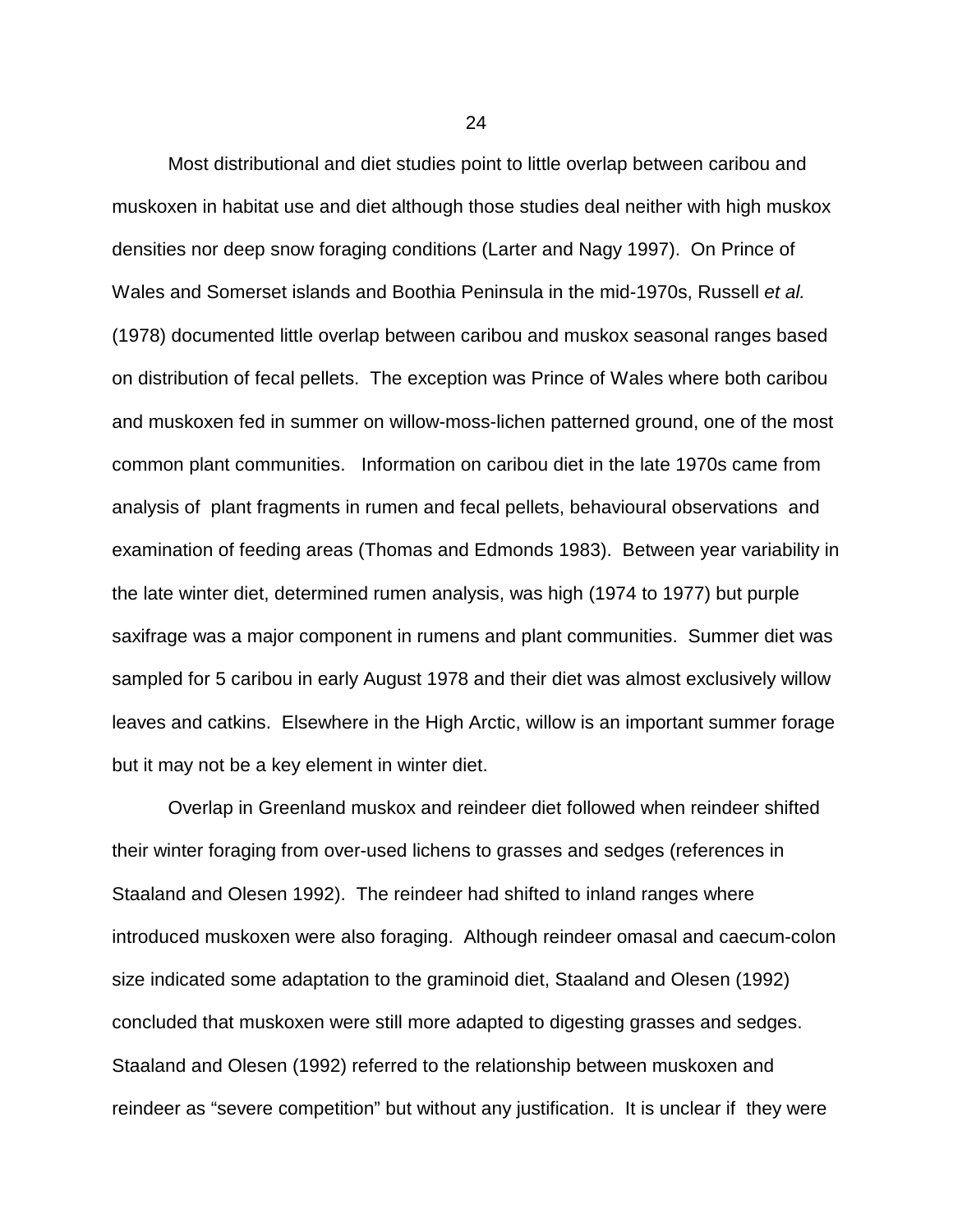Most distributional and diet studies point to little overlap between caribou and muskoxen in habitat use and diet although those studies deal neither with high muskox densities nor deep snow foraging conditions (Larter and Nagy 1997). On Prince of Wales and Somerset islands and Boothia Peninsula in the mid-1970s, Russell *et al.* (1978) documented little overlap between caribou and muskox seasonal ranges based on distribution of fecal pellets. The exception was Prince of Wales where both caribou and muskoxen fed in summer on willow-moss-lichen patterned ground, one of the most common plant communities. Information on caribou diet in the late 1970s came from analysis of plant fragments in rumen and fecal pellets, behavioural observations and examination of feeding areas (Thomas and Edmonds 1983). Between year variability in the late winter diet, determined rumen analysis, was high (1974 to 1977) but purple saxifrage was a major component in rumens and plant communities. Summer diet was sampled for 5 caribou in early August 1978 and their diet was almost exclusively willow leaves and catkins. Elsewhere in the High Arctic, willow is an important summer forage but it may not be a key element in winter diet.

Overlap in Greenland muskox and reindeer diet followed when reindeer shifted their winter foraging from over-used lichens to grasses and sedges (references in Staaland and Olesen 1992). The reindeer had shifted to inland ranges where introduced muskoxen were also foraging. Although reindeer omasal and caecum-colon size indicated some adaptation to the graminoid diet, Staaland and Olesen (1992) concluded that muskoxen were still more adapted to digesting grasses and sedges. Staaland and Olesen (1992) referred to the relationship between muskoxen and reindeer as "severe competition" but without any justification. It is unclear if they were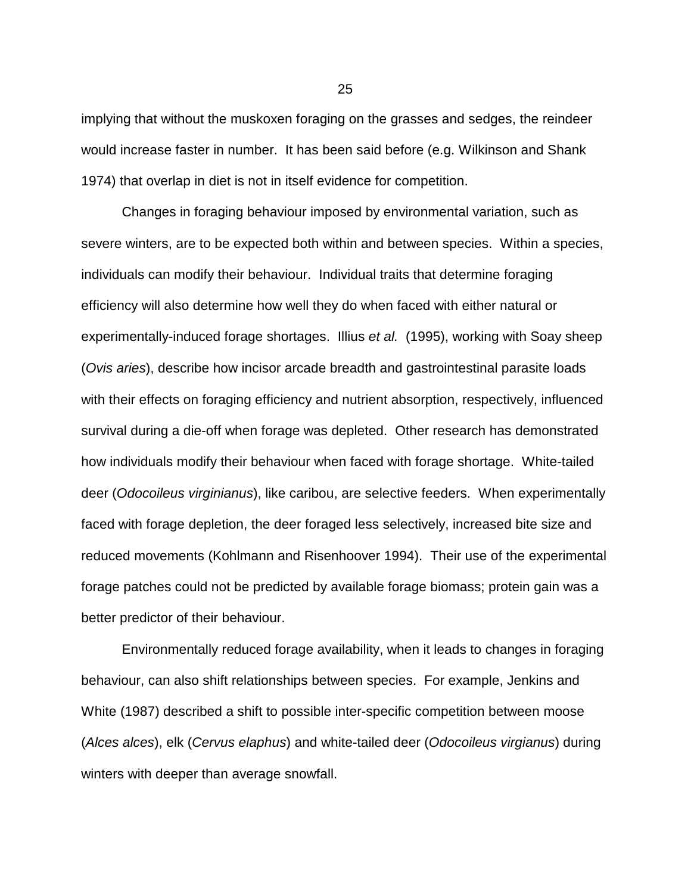implying that without the muskoxen foraging on the grasses and sedges, the reindeer would increase faster in number. It has been said before (e.g. Wilkinson and Shank 1974) that overlap in diet is not in itself evidence for competition.

Changes in foraging behaviour imposed by environmental variation, such as severe winters, are to be expected both within and between species. Within a species, individuals can modify their behaviour. Individual traits that determine foraging efficiency will also determine how well they do when faced with either natural or experimentally-induced forage shortages. Illius *et al.* (1995), working with Soay sheep (*Ovis aries*), describe how incisor arcade breadth and gastrointestinal parasite loads with their effects on foraging efficiency and nutrient absorption, respectively, influenced survival during a die-off when forage was depleted. Other research has demonstrated how individuals modify their behaviour when faced with forage shortage. White-tailed deer (*Odocoileus virginianus*), like caribou, are selective feeders. When experimentally faced with forage depletion, the deer foraged less selectively, increased bite size and reduced movements (Kohlmann and Risenhoover 1994). Their use of the experimental forage patches could not be predicted by available forage biomass; protein gain was a better predictor of their behaviour.

Environmentally reduced forage availability, when it leads to changes in foraging behaviour, can also shift relationships between species. For example, Jenkins and White (1987) described a shift to possible inter-specific competition between moose (*Alces alces*), elk (*Cervus elaphus*) and white-tailed deer (*Odocoileus virgianus*) during winters with deeper than average snowfall.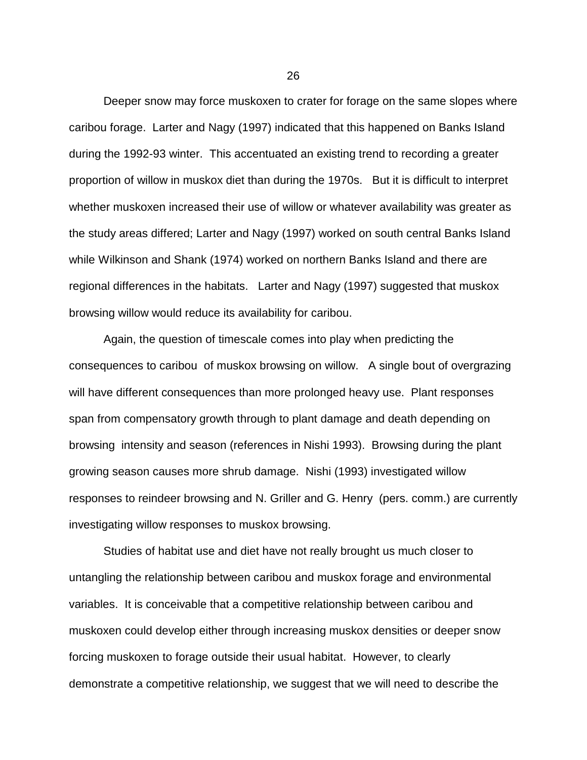Deeper snow may force muskoxen to crater for forage on the same slopes where caribou forage. Larter and Nagy (1997) indicated that this happened on Banks Island during the 1992-93 winter. This accentuated an existing trend to recording a greater proportion of willow in muskox diet than during the 1970s. But it is difficult to interpret whether muskoxen increased their use of willow or whatever availability was greater as the study areas differed; Larter and Nagy (1997) worked on south central Banks Island while Wilkinson and Shank (1974) worked on northern Banks Island and there are regional differences in the habitats. Larter and Nagy (1997) suggested that muskox browsing willow would reduce its availability for caribou.

Again, the question of timescale comes into play when predicting the consequences to caribou of muskox browsing on willow. A single bout of overgrazing will have different consequences than more prolonged heavy use. Plant responses span from compensatory growth through to plant damage and death depending on browsing intensity and season (references in Nishi 1993). Browsing during the plant growing season causes more shrub damage. Nishi (1993) investigated willow responses to reindeer browsing and N. Griller and G. Henry (pers. comm.) are currently investigating willow responses to muskox browsing.

Studies of habitat use and diet have not really brought us much closer to untangling the relationship between caribou and muskox forage and environmental variables. It is conceivable that a competitive relationship between caribou and muskoxen could develop either through increasing muskox densities or deeper snow forcing muskoxen to forage outside their usual habitat. However, to clearly demonstrate a competitive relationship, we suggest that we will need to describe the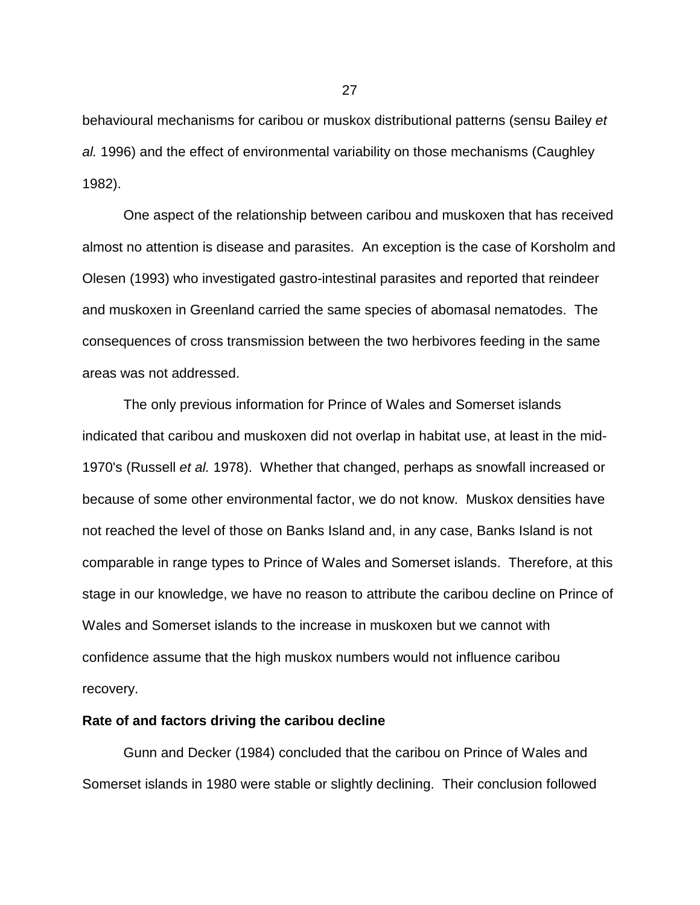behavioural mechanisms for caribou or muskox distributional patterns (sensu Bailey *et al.* 1996) and the effect of environmental variability on those mechanisms (Caughley 1982).

One aspect of the relationship between caribou and muskoxen that has received almost no attention is disease and parasites. An exception is the case of Korsholm and Olesen (1993) who investigated gastro-intestinal parasites and reported that reindeer and muskoxen in Greenland carried the same species of abomasal nematodes. The consequences of cross transmission between the two herbivores feeding in the same areas was not addressed.

The only previous information for Prince of Wales and Somerset islands indicated that caribou and muskoxen did not overlap in habitat use, at least in the mid-1970's (Russell *et al.* 1978). Whether that changed, perhaps as snowfall increased or because of some other environmental factor, we do not know. Muskox densities have not reached the level of those on Banks Island and, in any case, Banks Island is not comparable in range types to Prince of Wales and Somerset islands. Therefore, at this stage in our knowledge, we have no reason to attribute the caribou decline on Prince of Wales and Somerset islands to the increase in muskoxen but we cannot with confidence assume that the high muskox numbers would not influence caribou recovery.

**Rate of and factors driving the caribou decline**

Gunn and Decker (1984) concluded that the caribou on Prince of Wales and Somerset islands in 1980 were stable or slightly declining. Their conclusion followed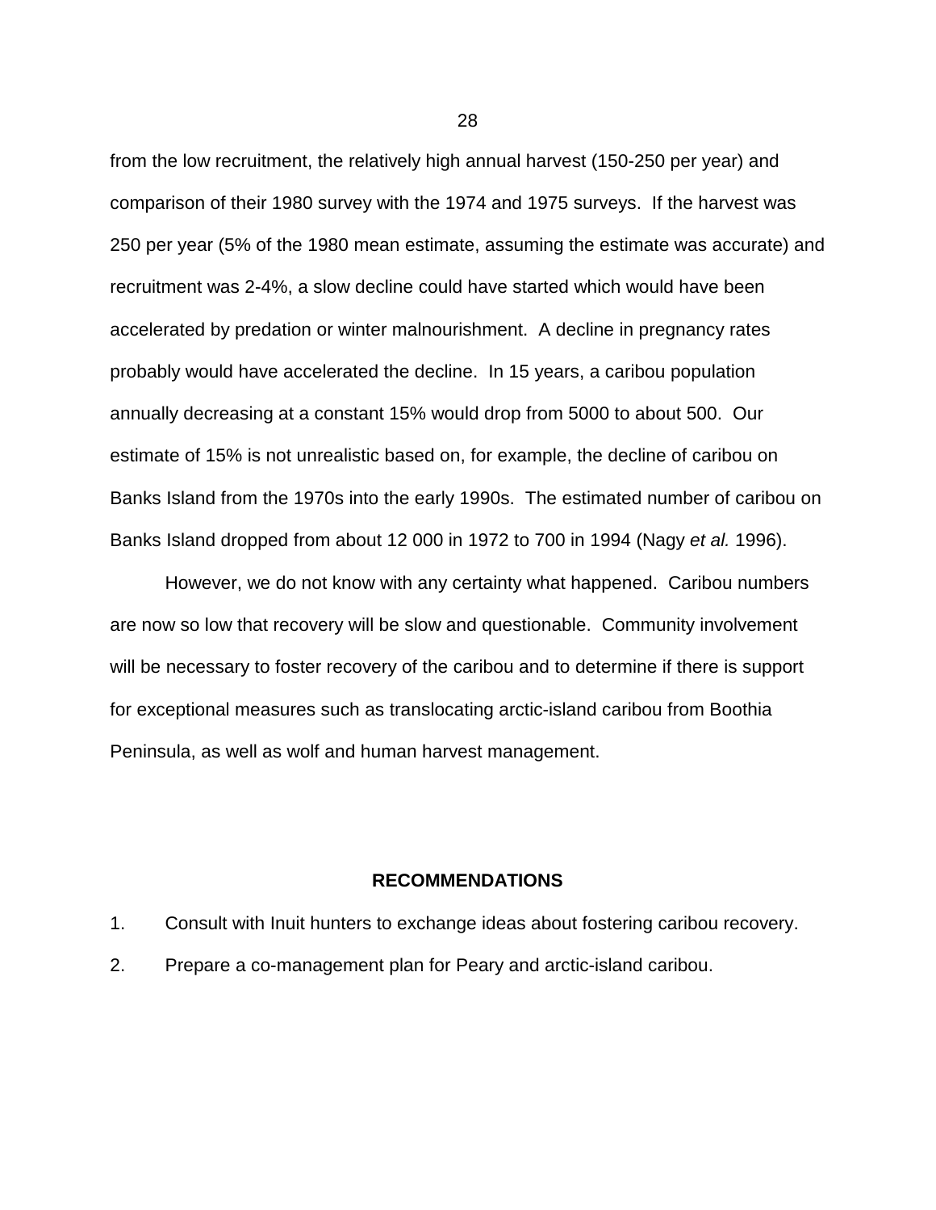from the low recruitment, the relatively high annual harvest (150-250 per year) and comparison of their 1980 survey with the 1974 and 1975 surveys. If the harvest was 250 per year (5% of the 1980 mean estimate, assuming the estimate was accurate) and recruitment was 2-4%, a slow decline could have started which would have been accelerated by predation or winter malnourishment. A decline in pregnancy rates probably would have accelerated the decline. In 15 years, a caribou population annually decreasing at a constant 15% would drop from 5000 to about 500. Our estimate of 15% is not unrealistic based on, for example, the decline of caribou on Banks Island from the 1970s into the early 1990s. The estimated number of caribou on Banks Island dropped from about 12 000 in 1972 to 700 in 1994 (Nagy *et al.* 1996).

However, we do not know with any certainty what happened. Caribou numbers are now so low that recovery will be slow and questionable. Community involvement will be necessary to foster recovery of the caribou and to determine if there is support for exceptional measures such as translocating arctic-island caribou from Boothia Peninsula, as well as wolf and human harvest management.

## RECOMMENDATIONS

1. Consult with Inuit hunters to exchange ideas about fostering caribou recovery.
2. Prepare a co-management plan for Peary and arctic-island caribou.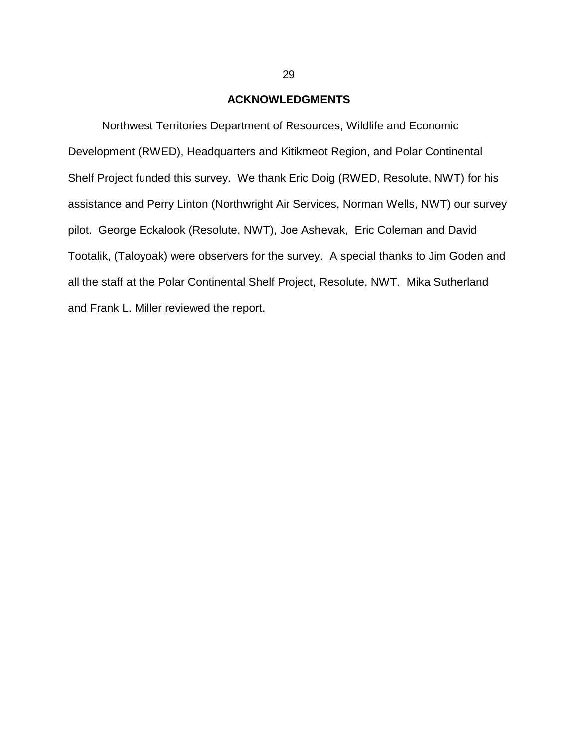## ACKNOWLEDGMENTS

Northwest Territories Department of Resources, Wildlife and Economic Development (RWED), Headquarters and Kitikmeot Region, and Polar Continental Shelf Project funded this survey. We thank Eric Doig (RWED, Resolute, NWT) for his assistance and Perry Linton (Northwright Air Services, Norman Wells, NWT) our survey pilot. George Eckalook (Resolute, NWT), Joe Ashevak, Eric Coleman and David Tootalik, (Taloyoak) were observers for the survey. A special thanks to Jim Goden and all the staff at the Polar Continental Shelf Project, Resolute, NWT. Mika Sutherland and Frank L. Miller reviewed the report.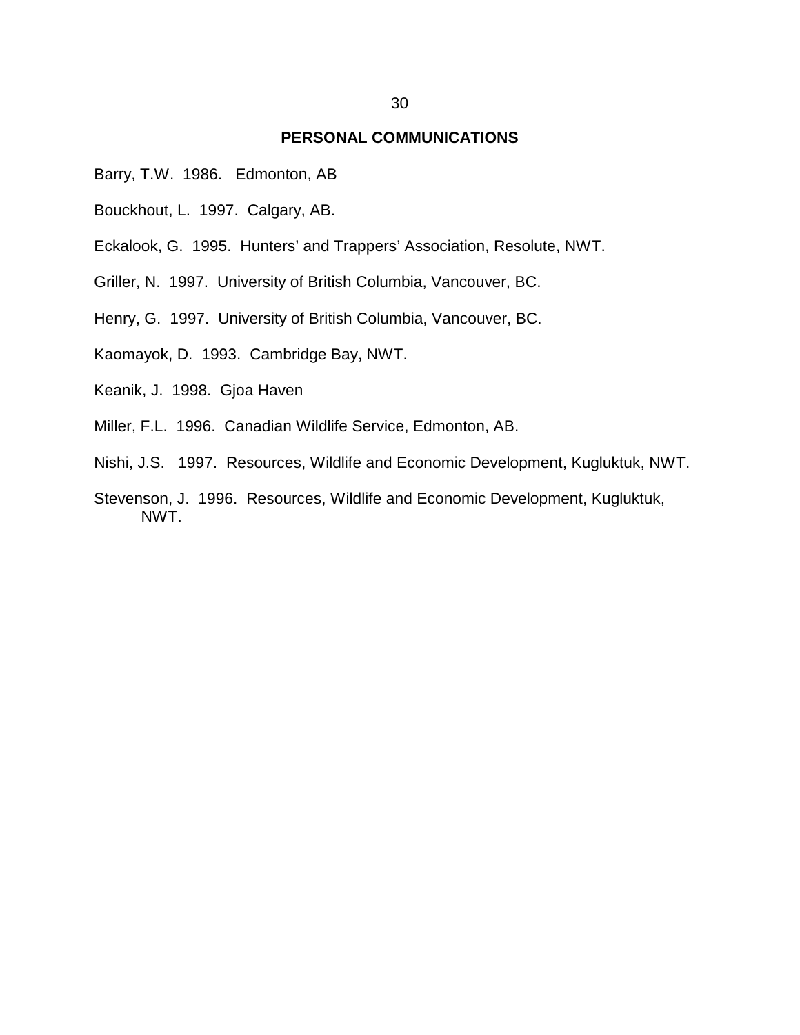## PERSONAL COMMUNICATIONS

Barry, T.W. 1986. Edmonton, AB

Bouckhout, L. 1997. Calgary, AB.

Eckalook, G. 1995. Hunters' and Trappers' Association, Resolute, NWT.

Griller, N. 1997. University of British Columbia, Vancouver, BC.

Henry, G. 1997. University of British Columbia, Vancouver, BC.

Kaomayok, D. 1993. Cambridge Bay, NWT.

Keanik, J. 1998. Gjoa Haven

Miller, F.L. 1996. Canadian Wildlife Service, Edmonton, AB.

Nishi, J.S. 1997. Resources, Wildlife and Economic Development, Kugluktuk, NWT.

Stevenson, J. 1996. Resources, Wildlife and Economic Development, Kugluktuk, NWT.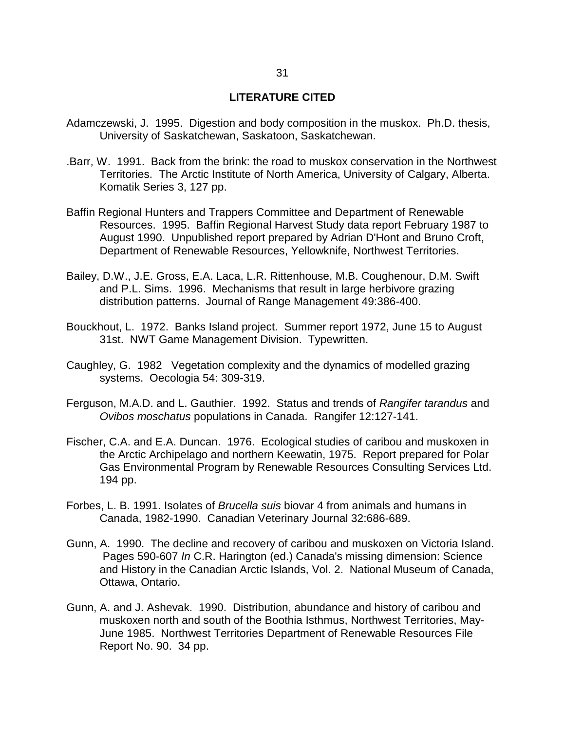## LITERATURE CITED

Adamczewski, J. 1995. Digestion and body composition in the muskox. Ph.D. thesis, University of Saskatchewan, Saskatoon, Saskatchewan.

.Barr, W. 1991. Back from the brink: the road to muskox conservation in the Northwest Territories. The Arctic Institute of North America, University of Calgary, Alberta. Komatik Series 3, 127 pp.

Baffin Regional Hunters and Trappers Committee and Department of Renewable Resources. 1995. Baffin Regional Harvest Study data report February 1987 to August 1990. Unpublished report prepared by Adrian D'Hont and Bruno Croft, Department of Renewable Resources, Yellowknife, Northwest Territories.

Bailey, D.W., J.E. Gross, E.A. Laca, L.R. Rittenhouse, M.B. Coughenour, D.M. Swift and P.L. Sims. 1996. Mechanisms that result in large herbivore grazing distribution patterns. Journal of Range Management 49:386-400.

Bouckhout, L. 1972. Banks Island project. Summer report 1972, June 15 to August 31st. NWT Game Management Division. Typewritten.

Caughley, G. 1982 Vegetation complexity and the dynamics of modelled grazing systems. Oecologia 54: 309-319.

Ferguson, M.A.D. and L. Gauthier. 1992. Status and trends of *Rangifer tarandus* and *Ovibos moschatus* populations in Canada. Rangifer 12:127-141.

Fischer, C.A. and E.A. Duncan. 1976. Ecological studies of caribou and muskoxen in the Arctic Archipelago and northern Keewatin, 1975. Report prepared for Polar Gas Environmental Program by Renewable Resources Consulting Services Ltd. 194 pp.

Forbes, L. B. 1991. Isolates of *Brucella suis* biovar 4 from animals and humans in Canada, 1982-1990. Canadian Veterinary Journal 32:686-689.

Gunn, A. 1990. The decline and recovery of caribou and muskoxen on Victoria Island. Pages 590-607 *In* C.R. Harington (ed.) Canada's missing dimension: Science and History in the Canadian Arctic Islands, Vol. 2. National Museum of Canada, Ottawa, Ontario.

Gunn, A. and J. Ashevak. 1990. Distribution, abundance and history of caribou and muskoxen north and south of the Boothia Isthmus, Northwest Territories, May-June 1985. Northwest Territories Department of Renewable Resources File Report No. 90. 34 pp.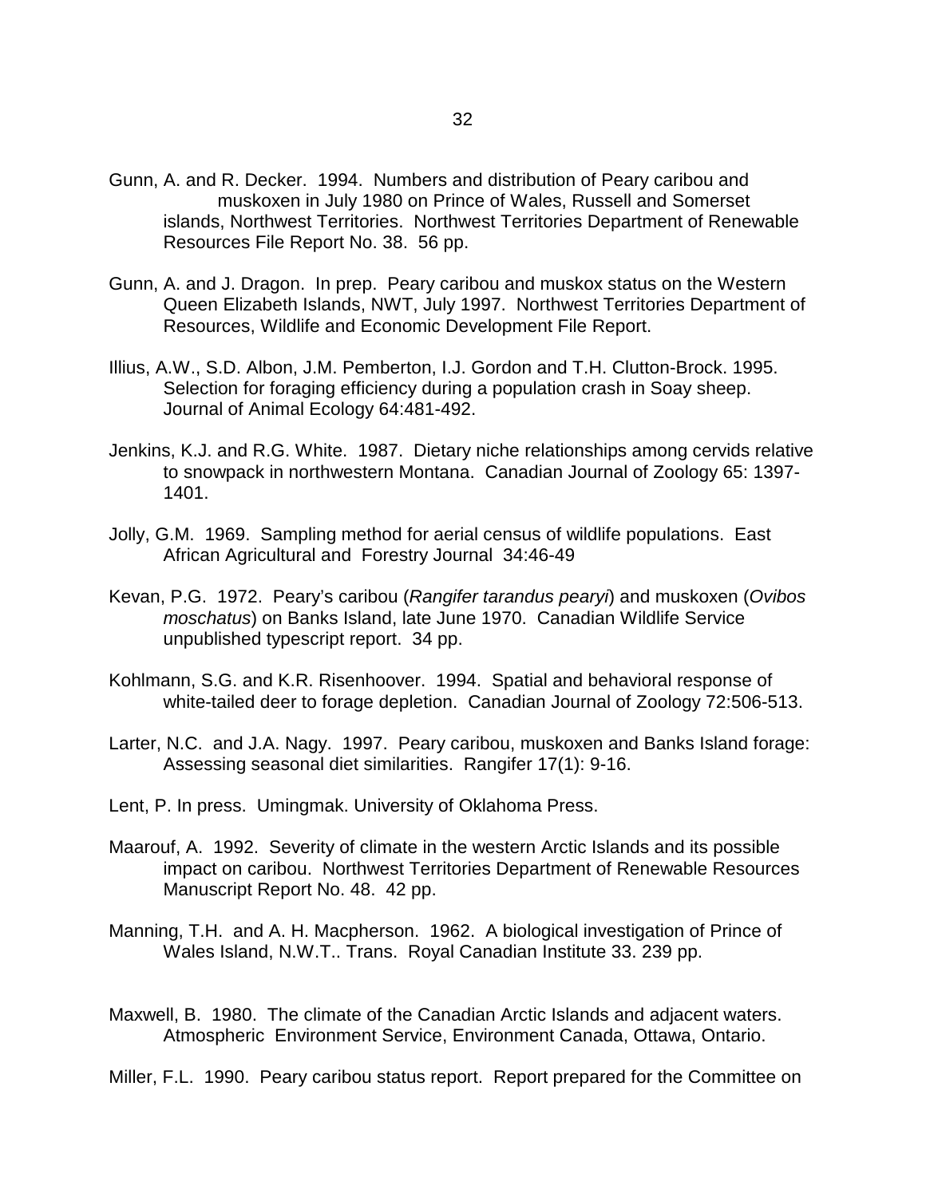Gunn, A. and R. Decker. 1994. Numbers and distribution of Peary caribou and muskoxen in July 1980 on Prince of Wales, Russell and Somerset islands, Northwest Territories. Northwest Territories Department of Renewable Resources File Report No. 38. 56 pp.

Gunn, A. and J. Dragon. In prep. Peary caribou and muskox status on the Western Queen Elizabeth Islands, NWT, July 1997. Northwest Territories Department of Resources, Wildlife and Economic Development File Report.

Illius, A.W., S.D. Albon, J.M. Pemberton, I.J. Gordon and T.H. Clutton-Brock. 1995. Selection for foraging efficiency during a population crash in Soay sheep. Journal of Animal Ecology 64:481-492.

Jenkins, K.J. and R.G. White. 1987. Dietary niche relationships among cervids relative to snowpack in northwestern Montana. Canadian Journal of Zoology 65: 1397-1401.

Jolly, G.M. 1969. Sampling method for aerial census of wildlife populations. East African Agricultural and Forestry Journal 34:46-49

Kevan, P.G. 1972. Peary's caribou (*Rangifer tarandus pearyi*) and muskoxen (*Ovibos moschatus*) on Banks Island, late June 1970. Canadian Wildlife Service unpublished typescript report. 34 pp.

Kohlmann, S.G. and K.R. Risenhoover. 1994. Spatial and behavioral response of white-tailed deer to forage depletion. Canadian Journal of Zoology 72:506-513.

Larter, N.C. and J.A. Nagy. 1997. Peary caribou, muskoxen and Banks Island forage: Assessing seasonal diet similarities. Rangifer 17(1): 9-16.

Lent, P. In press. Umingmak. University of Oklahoma Press.

Maarouf, A. 1992. Severity of climate in the western Arctic Islands and its possible impact on caribou. Northwest Territories Department of Renewable Resources Manuscript Report No. 48. 42 pp.

Manning, T.H. and A. H. Macpherson. 1962. A biological investigation of Prince of Wales Island, N.W.T.. Trans. Royal Canadian Institute 33. 239 pp.

Maxwell, B. 1980. The climate of the Canadian Arctic Islands and adjacent waters. Atmospheric Environment Service, Environment Canada, Ottawa, Ontario.

Miller, F.L. 1990. Peary caribou status report. Report prepared for the Committee on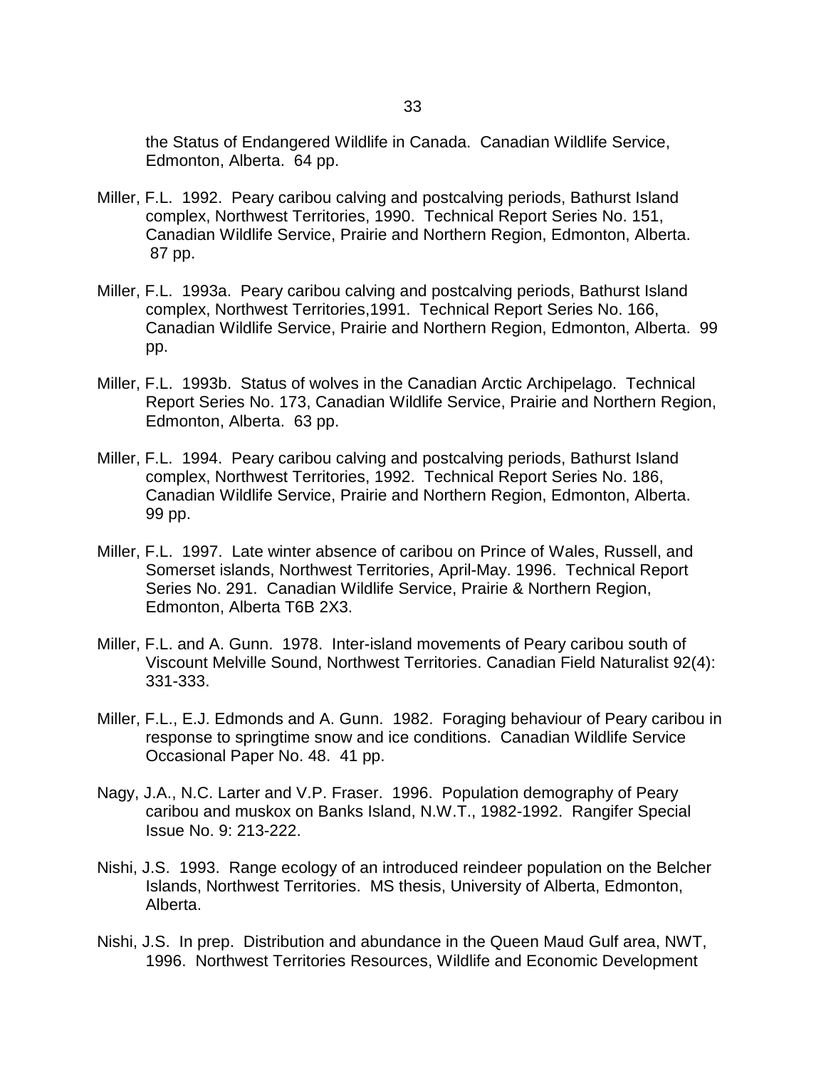the Status of Endangered Wildlife in Canada. Canadian Wildlife Service, Edmonton, Alberta. 64 pp.

Miller, F.L. 1992. Peary caribou calving and postcalving periods, Bathurst Island complex, Northwest Territories, 1990. Technical Report Series No. 151, Canadian Wildlife Service, Prairie and Northern Region, Edmonton, Alberta. 87 pp.

Miller, F.L. 1993a. Peary caribou calving and postcalving periods, Bathurst Island complex, Northwest Territories,1991. Technical Report Series No. 166, Canadian Wildlife Service, Prairie and Northern Region, Edmonton, Alberta. 99 pp.

Miller, F.L. 1993b. Status of wolves in the Canadian Arctic Archipelago. Technical Report Series No. 173, Canadian Wildlife Service, Prairie and Northern Region, Edmonton, Alberta. 63 pp.

Miller, F.L. 1994. Peary caribou calving and postcalving periods, Bathurst Island complex, Northwest Territories, 1992. Technical Report Series No. 186, Canadian Wildlife Service, Prairie and Northern Region, Edmonton, Alberta. 99 pp.

Miller, F.L. 1997. Late winter absence of caribou on Prince of Wales, Russell, and Somerset islands, Northwest Territories, April-May. 1996. Technical Report Series No. 291. Canadian Wildlife Service, Prairie & Northern Region, Edmonton, Alberta T6B 2X3.

Miller, F.L. and A. Gunn. 1978. Inter-island movements of Peary caribou south of Viscount Melville Sound, Northwest Territories. Canadian Field Naturalist 92(4): 331-333.

Miller, F.L., E.J. Edmonds and A. Gunn. 1982. Foraging behaviour of Peary caribou in response to springtime snow and ice conditions. Canadian Wildlife Service Occasional Paper No. 48. 41 pp.

Nagy, J.A., N.C. Larter and V.P. Fraser. 1996. Population demography of Peary caribou and muskox on Banks Island, N.W.T., 1982-1992. Rangifer Special Issue No. 9: 213-222.

Nishi, J.S. 1993. Range ecology of an introduced reindeer population on the Belcher Islands, Northwest Territories. MS thesis, University of Alberta, Edmonton, Alberta.

Nishi, J.S. In prep. Distribution and abundance in the Queen Maud Gulf area, NWT, 1996. Northwest Territories Resources, Wildlife and Economic Development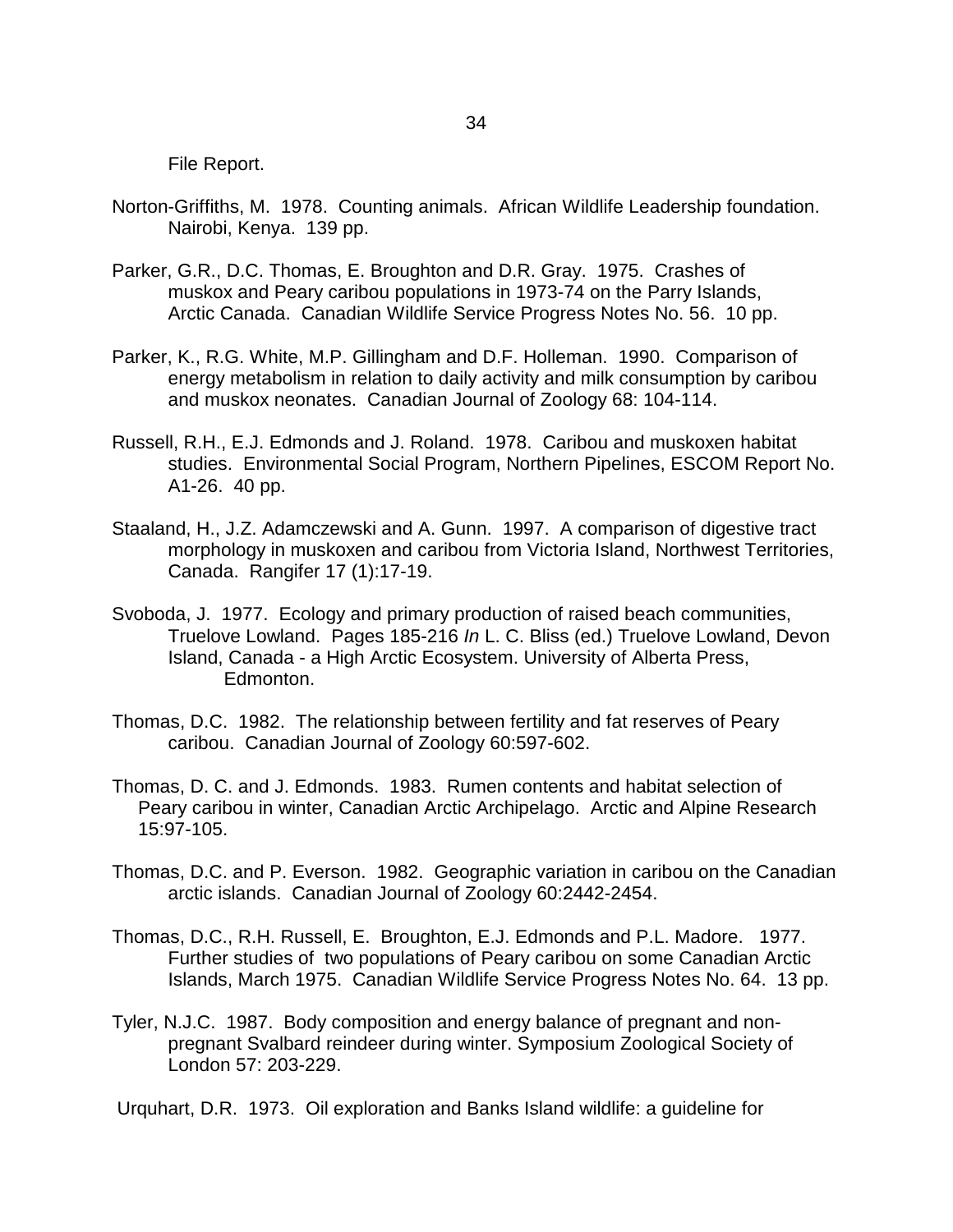File Report.

Norton-Griffiths, M. 1978. Counting animals. African Wildlife Leadership foundation. Nairobi, Kenya. 139 pp.

Parker, G.R., D.C. Thomas, E. Broughton and D.R. Gray. 1975. Crashes of muskox and Peary caribou populations in 1973-74 on the Parry Islands, Arctic Canada. Canadian Wildlife Service Progress Notes No. 56. 10 pp.

Parker, K., R.G. White, M.P. Gillingham and D.F. Holleman. 1990. Comparison of energy metabolism in relation to daily activity and milk consumption by caribou and muskox neonates. Canadian Journal of Zoology 68: 104-114.

Russell, R.H., E.J. Edmonds and J. Roland. 1978. Caribou and muskoxen habitat studies. Environmental Social Program, Northern Pipelines, ESCOM Report No. A1-26. 40 pp.

Staaland, H., J.Z. Adamczewski and A. Gunn. 1997. A comparison of digestive tract morphology in muskoxen and caribou from Victoria Island, Northwest Territories, Canada. Rangifer 17 (1):17-19.

Svoboda, J. 1977. Ecology and primary production of raised beach communities, Truelove Lowland. Pages 185-216 *In* L. C. Bliss (ed.) Truelove Lowland, Devon Island, Canada - a High Arctic Ecosystem. University of Alberta Press, Edmonton.

Thomas, D.C. 1982. The relationship between fertility and fat reserves of Peary caribou. Canadian Journal of Zoology 60:597-602.

Thomas, D. C. and J. Edmonds. 1983. Rumen contents and habitat selection of Peary caribou in winter, Canadian Arctic Archipelago. Arctic and Alpine Research 15:97-105.

Thomas, D.C. and P. Everson. 1982. Geographic variation in caribou on the Canadian arctic islands. Canadian Journal of Zoology 60:2442-2454.

Thomas, D.C., R.H. Russell, E. Broughton, E.J. Edmonds and P.L. Madore. 1977. Further studies of two populations of Peary caribou on some Canadian Arctic Islands, March 1975. Canadian Wildlife Service Progress Notes No. 64. 13 pp.

Tyler, N.J.C. 1987. Body composition and energy balance of pregnant and non-pregnant Svalbard reindeer during winter. Symposium Zoological Society of London 57: 203-229.

Urquhart, D.R. 1973. Oil exploration and Banks Island wildlife: a guideline for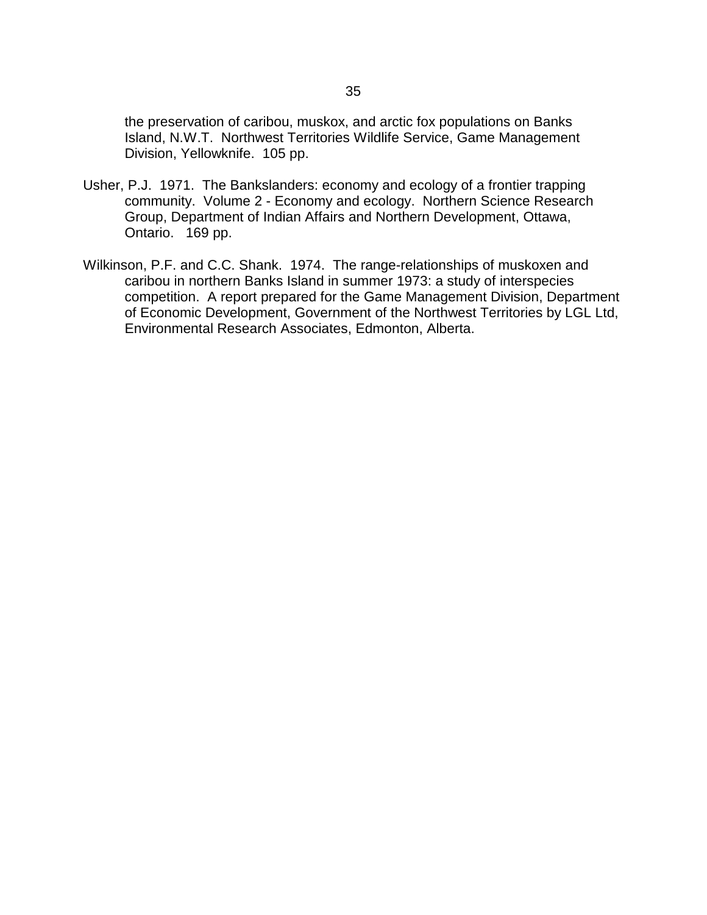the preservation of caribou, muskox, and arctic fox populations on Banks Island, N.W.T. Northwest Territories Wildlife Service, Game Management Division, Yellowknife. 105 pp.

Usher, P.J. 1971. The Bankslanders: economy and ecology of a frontier trapping community. Volume 2 - Economy and ecology. Northern Science Research Group, Department of Indian Affairs and Northern Development, Ottawa, Ontario. 169 pp.

Wilkinson, P.F. and C.C. Shank. 1974. The range-relationships of muskoxen and caribou in northern Banks Island in summer 1973: a study of interspecies competition. A report prepared for the Game Management Division, Department of Economic Development, Government of the Northwest Territories by LGL Ltd, Environmental Research Associates, Edmonton, Alberta.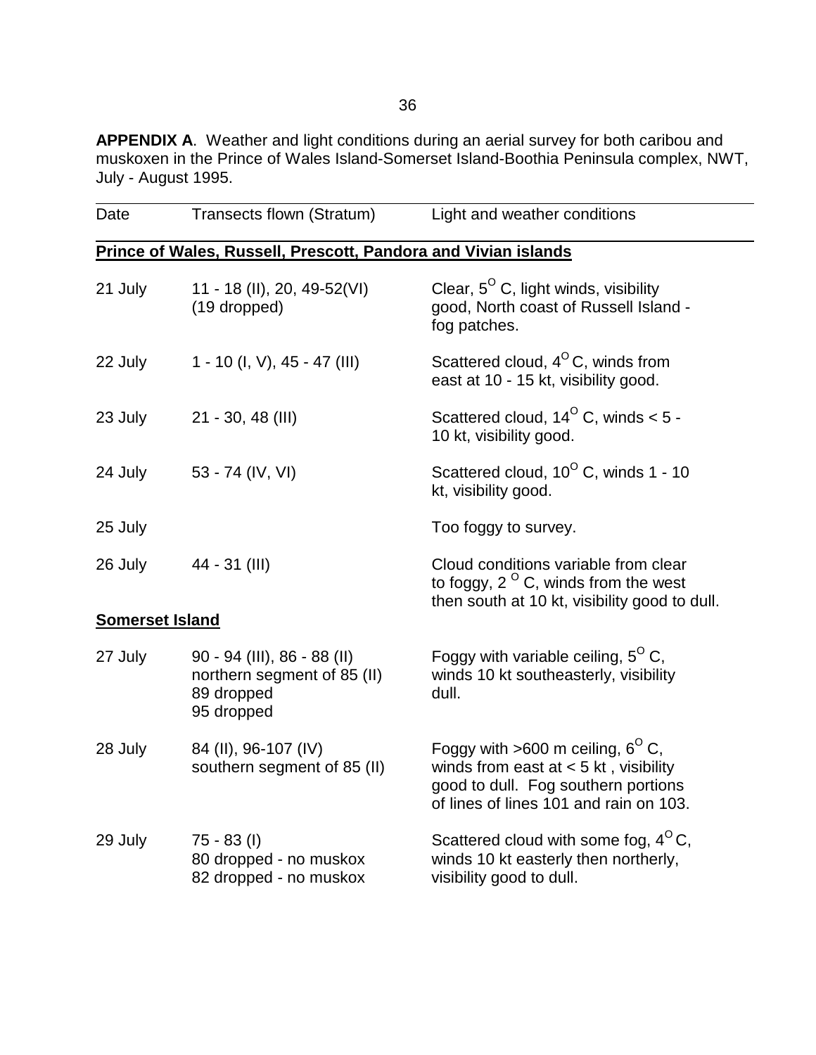**APPENDIX A**. Weather and light conditions during an aerial survey for both caribou and muskoxen in the Prince of Wales Island-Somerset Island-Boothia Peninsula complex, NWT, July - August 1995.

| Date | Transects flown (Stratum) | Light and weather conditions |
|---|---|---|
| **Prince of Wales, Russell, Prescott, Pandora and Vivian islands** | | |
| 21 July | 11 - 18 (II), 20, 49-52(VI) (19 dropped) | Clear, $5^{O}$ C, light winds, visibility good, North coast of Russell Island - fog patches. |
| 22 July | 1 - 10 (I, V), 45 - 47 (III) | Scattered cloud, $4^{O}$ C, winds from east at 10 - 15 kt, visibility good. |
| 23 July | 21 - 30, 48 (III) | Scattered cloud, $14^{O}$ C, winds < 5 - 10 kt, visibility good. |
| 24 July | 53 - 74 (IV, VI) | Scattered cloud, $10^{O}$ C, winds 1 - 10 kt, visibility good. |
| 25 July | | Too foggy to survey. |
| 26 July | 44 - 31 (III) | Cloud conditions variable from clear to foggy, $2\ ^{O}$ C, winds from the west then south at 10 kt, visibility good to dull. |
| **Somerset Island** | | |
| 27 July | 90 - 94 (III), 86 - 88 (II) northern segment of 85 (II) 89 dropped 95 dropped | Foggy with variable ceiling, $5^{O}$ C, winds 10 kt southeasterly, visibility dull. |
| 28 July | 84 (II), 96-107 (IV) southern segment of 85 (II) | Foggy with >600 m ceiling, $6^{O}$ C, winds from east at < 5 kt , visibility good to dull. Fog southern portions of lines of lines 101 and rain on 103. |
| 29 July | 75 - 83 (I) 80 dropped - no muskox 82 dropped - no muskox | Scattered cloud with some fog, $4^{O}$ C, winds 10 kt easterly then northerly, visibility good to dull. |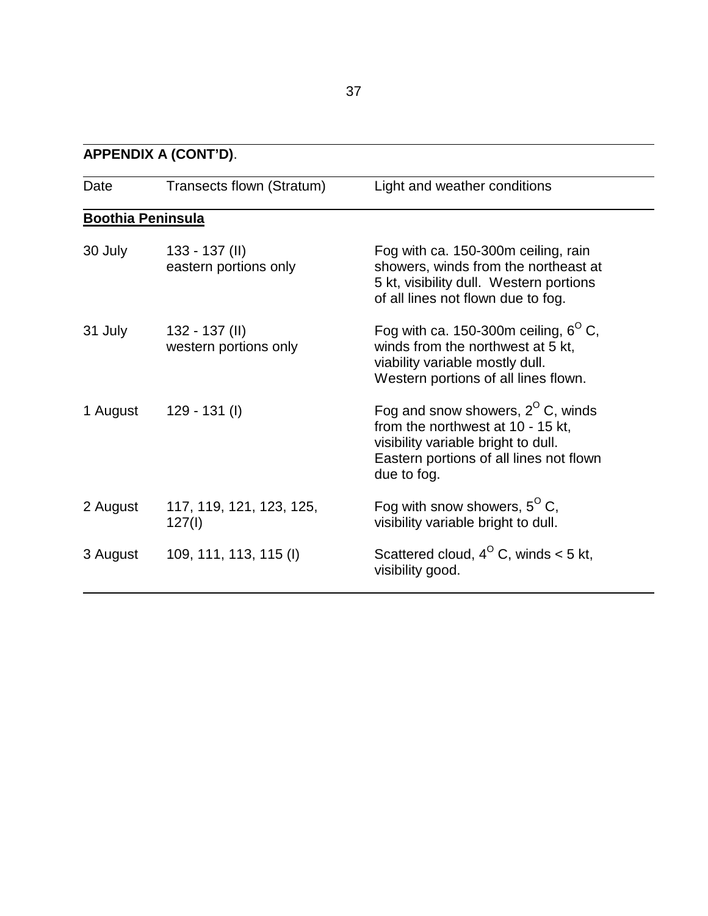**APPENDIX A (CONT'D)**.

| Date | Transects flown (Stratum) | Light and weather conditions |
|---|---|---|
| **Boothia Peninsula** | | |
| 30 July | 133 - 137 (II) eastern portions only | Fog with ca. 150-300m ceiling, rain showers, winds from the northeast at 5 kt, visibility dull. Western portions of all lines not flown due to fog. |
| 31 July | 132 - 137 (II) western portions only | Fog with ca. 150-300m ceiling, $6^{O}$ C, winds from the northwest at 5 kt, viability variable mostly dull. Western portions of all lines flown. |
| 1 August | 129 - 131 (I) | Fog and snow showers, $2^{O}$ C, winds from the northwest at 10 - 15 kt, visibility variable bright to dull. Eastern portions of all lines not flown due to fog. |
| 2 August | 117, 119, 121, 123, 125, 127(I) | Fog with snow showers, $5^{O}$ C, visibility variable bright to dull. |
| 3 August | 109, 111, 113, 115 (I) | Scattered cloud, $4^{O}$ C, winds < 5 kt, visibility good. |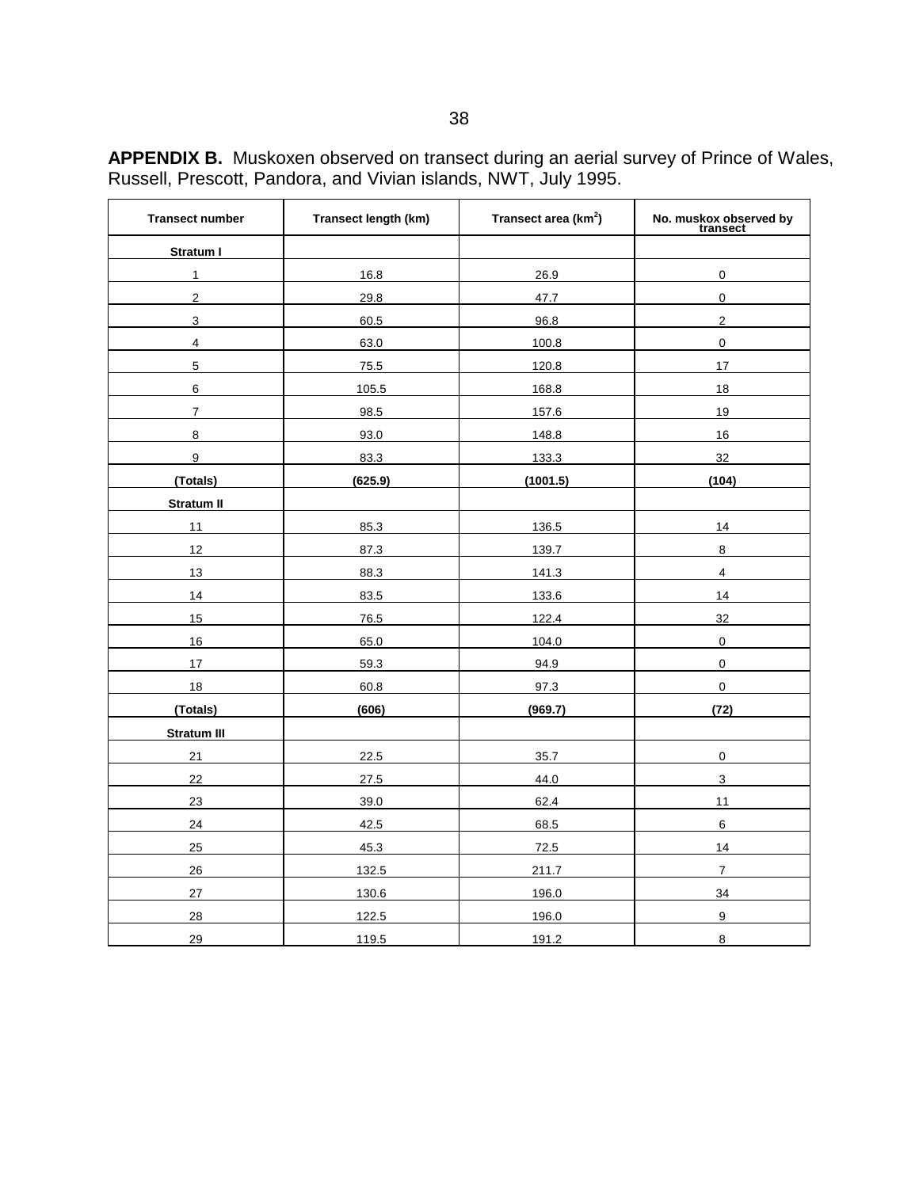**APPENDIX B.** Muskoxen observed on transect during an aerial survey of Prince of Wales, Russell, Prescott, Pandora, and Vivian islands, NWT, July 1995.

| Transect number | Transect length (km) | Transect area ($km^2$) | No. muskox observed by transect |
|---|---|---|---|
| **Stratum I** | | | |
| 1 | 16.8 | 26.9 | 0 |
| 2 | 29.8 | 47.7 | 0 |
| 3 | 60.5 | 96.8 | 2 |
| 4 | 63.0 | 100.8 | 0 |
| 5 | 75.5 | 120.8 | 17 |
| 6 | 105.5 | 168.8 | 18 |
| 7 | 98.5 | 157.6 | 19 |
| 8 | 93.0 | 148.8 | 16 |
| 9 | 83.3 | 133.3 | 32 |
| **(Totals)** | **(625.9)** | **(1001.5)** | **(104)** |
| **Stratum II** | | | |
| 11 | 85.3 | 136.5 | 14 |
| 12 | 87.3 | 139.7 | 8 |
| 13 | 88.3 | 141.3 | 4 |
| 14 | 83.5 | 133.6 | 14 |
| 15 | 76.5 | 122.4 | 32 |
| 16 | 65.0 | 104.0 | 0 |
| 17 | 59.3 | 94.9 | 0 |
| 18 | 60.8 | 97.3 | 0 |
| **(Totals)** | **(606)** | **(969.7)** | **(72)** |
| **Stratum III** | | | |
| 21 | 22.5 | 35.7 | 0 |
| 22 | 27.5 | 44.0 | 3 |
| 23 | 39.0 | 62.4 | 11 |
| 24 | 42.5 | 68.5 | 6 |
| 25 | 45.3 | 72.5 | 14 |
| 26 | 132.5 | 211.7 | 7 |
| 27 | 130.6 | 196.0 | 34 |
| 28 | 122.5 | 196.0 | 9 |
| 29 | 119.5 | 191.2 | 8 |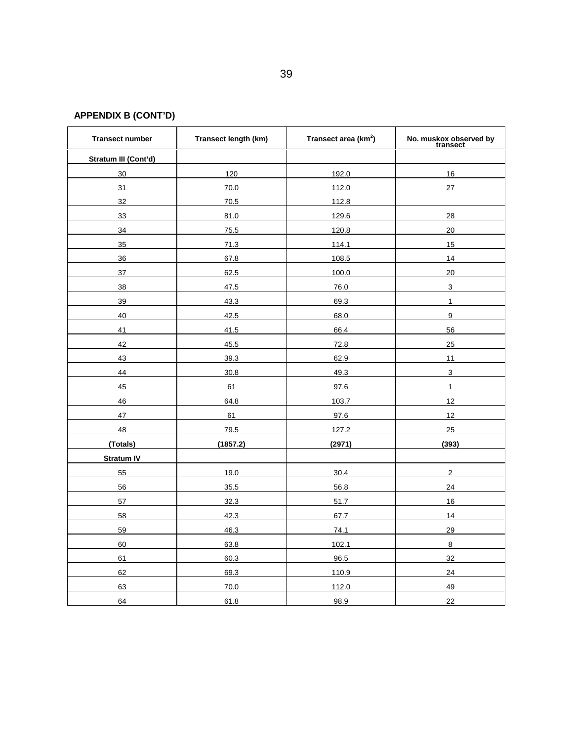**APPENDIX B (CONT'D)**

| Transect number | Transect length (km) | Transect area (km$^2$) | No. muskox observed by transect |
|---|---|---|---|
| **Stratum III (Cont'd)** | | | |
| 30 | 120 | 192.0 | 16 |
| 31 | 70.0 | 112.0 | 27 |
| 32 | 70.5 | 112.8 | |
| 33 | 81.0 | 129.6 | 28 |
| 34 | 75.5 | 120.8 | 20 |
| 35 | 71.3 | 114.1 | 15 |
| 36 | 67.8 | 108.5 | 14 |
| 37 | 62.5 | 100.0 | 20 |
| 38 | 47.5 | 76.0 | 3 |
| 39 | 43.3 | 69.3 | 1 |
| 40 | 42.5 | 68.0 | 9 |
| 41 | 41.5 | 66.4 | 56 |
| 42 | 45.5 | 72.8 | 25 |
| 43 | 39.3 | 62.9 | 11 |
| 44 | 30.8 | 49.3 | 3 |
| 45 | 61 | 97.6 | 1 |
| 46 | 64.8 | 103.7 | 12 |
| 47 | 61 | 97.6 | 12 |
| 48 | 79.5 | 127.2 | 25 |
| **(Totals)** | **(1857.2)** | **(2971)** | **(393)** |
| **Stratum IV** | | | |
| 55 | 19.0 | 30.4 | 2 |
| 56 | 35.5 | 56.8 | 24 |
| 57 | 32.3 | 51.7 | 16 |
| 58 | 42.3 | 67.7 | 14 |
| 59 | 46.3 | 74.1 | 29 |
| 60 | 63.8 | 102.1 | 8 |
| 61 | 60.3 | 96.5 | 32 |
| 62 | 69.3 | 110.9 | 24 |
| 63 | 70.0 | 112.0 | 49 |
| 64 | 61.8 | 98.9 | 22 |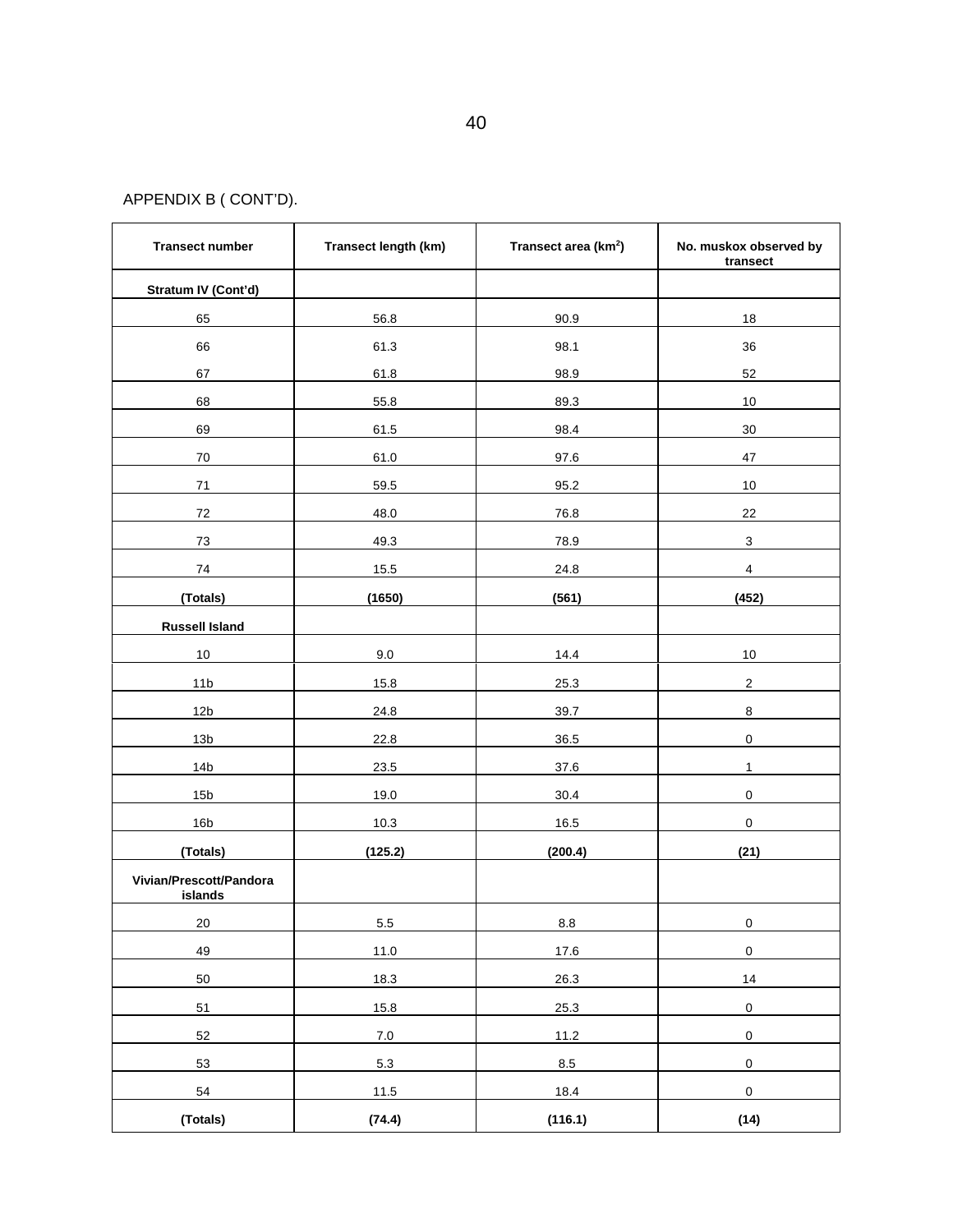APPENDIX B ( CONT'D).

| Transect number | Transect length (km) | Transect area ($km^2$) | No. muskox observed by transect |
|---|---|---|---|
| **Stratum IV (Cont'd)** | | | |
| 65 | 56.8 | 90.9 | 18 |
| 66 | 61.3 | 98.1 | 36 |
| 67 | 61.8 | 98.9 | 52 |
| 68 | 55.8 | 89.3 | 10 |
| 69 | 61.5 | 98.4 | 30 |
| 70 | 61.0 | 97.6 | 47 |
| 71 | 59.5 | 95.2 | 10 |
| 72 | 48.0 | 76.8 | 22 |
| 73 | 49.3 | 78.9 | 3 |
| 74 | 15.5 | 24.8 | 4 |
| **(Totals)** | **(1650)** | **(561)** | **(452)** |
| **Russell Island** | | | |
| 10 | 9.0 | 14.4 | 10 |
| 11b | 15.8 | 25.3 | 2 |
| 12b | 24.8 | 39.7 | 8 |
| 13b | 22.8 | 36.5 | 0 |
| 14b | 23.5 | 37.6 | 1 |
| 15b | 19.0 | 30.4 | 0 |
| 16b | 10.3 | 16.5 | 0 |
| **(Totals)** | **(125.2)** | **(200.4)** | **(21)** |
| **Vivian/Prescott/Pandora islands** | | | |
| 20 | 5.5 | 8.8 | 0 |
| 49 | 11.0 | 17.6 | 0 |
| 50 | 18.3 | 26.3 | 14 |
| 51 | 15.8 | 25.3 | 0 |
| 52 | 7.0 | 11.2 | 0 |
| 53 | 5.3 | 8.5 | 0 |
| 54 | 11.5 | 18.4 | 0 |
| **(Totals)** | **(74.4)** | **(116.1)** | **(14)** |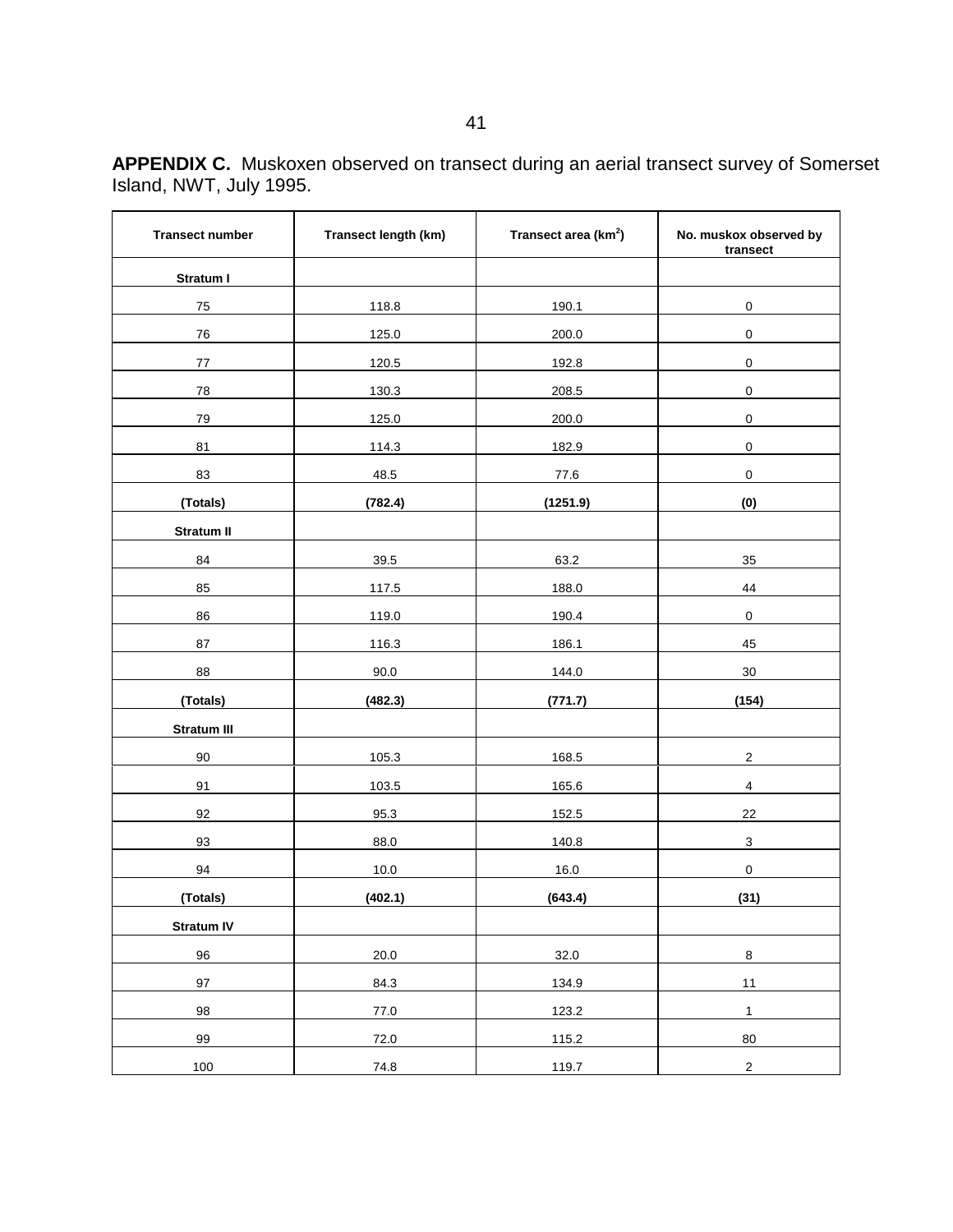**APPENDIX C.** Muskoxen observed on transect during an aerial transect survey of Somerset Island, NWT, July 1995.

| Transect number | Transect length (km) | Transect area (km$^2$) | No. muskox observed by transect |
|---|---|---|---|
| **Stratum I** | | | |
| 75 | 118.8 | 190.1 | 0 |
| 76 | 125.0 | 200.0 | 0 |
| 77 | 120.5 | 192.8 | 0 |
| 78 | 130.3 | 208.5 | 0 |
| 79 | 125.0 | 200.0 | 0 |
| 81 | 114.3 | 182.9 | 0 |
| 83 | 48.5 | 77.6 | 0 |
| **(Totals)** | **(782.4)** | **(1251.9)** | **(0)** |
| **Stratum II** | | | |
| 84 | 39.5 | 63.2 | 35 |
| 85 | 117.5 | 188.0 | 44 |
| 86 | 119.0 | 190.4 | 0 |
| 87 | 116.3 | 186.1 | 45 |
| 88 | 90.0 | 144.0 | 30 |
| **(Totals)** | **(482.3)** | **(771.7)** | **(154)** |
| **Stratum III** | | | |
| 90 | 105.3 | 168.5 | 2 |
| 91 | 103.5 | 165.6 | 4 |
| 92 | 95.3 | 152.5 | 22 |
| 93 | 88.0 | 140.8 | 3 |
| 94 | 10.0 | 16.0 | 0 |
| **(Totals)** | **(402.1)** | **(643.4)** | **(31)** |
| **Stratum IV** | | | |
| 96 | 20.0 | 32.0 | 8 |
| 97 | 84.3 | 134.9 | 11 |
| 98 | 77.0 | 123.2 | 1 |
| 99 | 72.0 | 115.2 | 80 |
| 100 | 74.8 | 119.7 | 2 |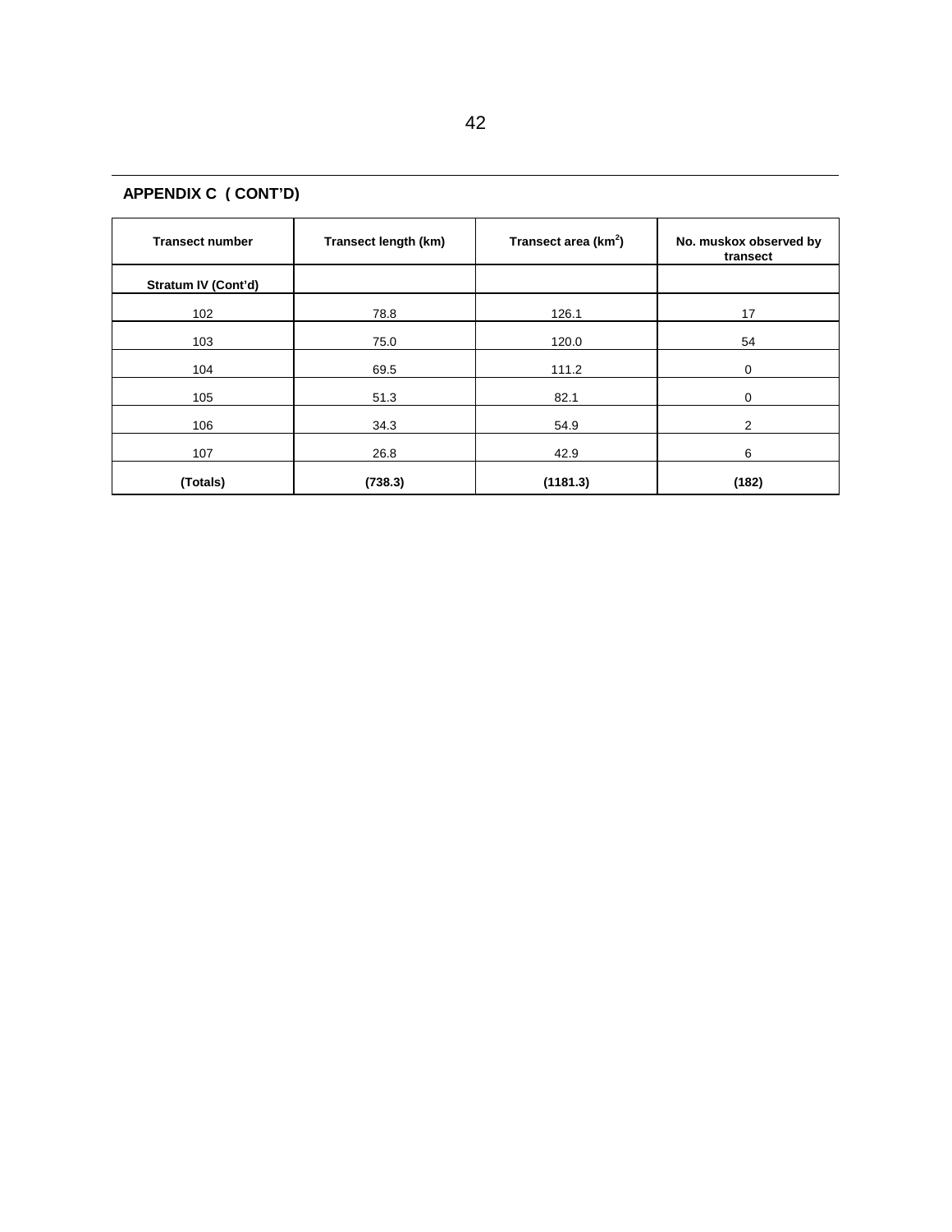## APPENDIX C ( CONT'D)

| Transect number | Transect length (km) | Transect area ($km^2$) | No. muskox observed by transect |
|---|---|---|---|
| **Stratum IV (Cont'd)** | | | |
| 102 | 78.8 | 126.1 | 17 |
| 103 | 75.0 | 120.0 | 54 |
| 104 | 69.5 | 111.2 | 0 |
| 105 | 51.3 | 82.1 | 0 |
| 106 | 34.3 | 54.9 | 2 |
| 107 | 26.8 | 42.9 | 6 |
| **(Totals)** | **(738.3)** | **(1181.3)** | **(182)** |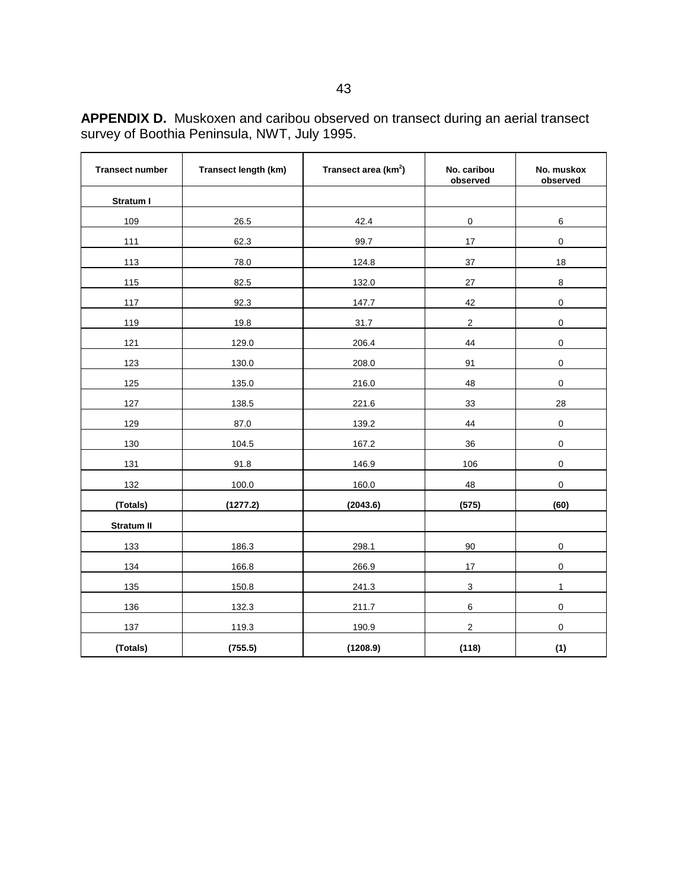**APPENDIX D.** Muskoxen and caribou observed on transect during an aerial transect survey of Boothia Peninsula, NWT, July 1995.

| Transect number | Transect length (km) | Transect area (km$^2$) | No. caribou observed | No. muskox observed |
|---|---|---|---|---|
| **Stratum I** | | | | |
| 109 | 26.5 | 42.4 | 0 | 6 |
| 111 | 62.3 | 99.7 | 17 | 0 |
| 113 | 78.0 | 124.8 | 37 | 18 |
| 115 | 82.5 | 132.0 | 27 | 8 |
| 117 | 92.3 | 147.7 | 42 | 0 |
| 119 | 19.8 | 31.7 | 2 | 0 |
| 121 | 129.0 | 206.4 | 44 | 0 |
| 123 | 130.0 | 208.0 | 91 | 0 |
| 125 | 135.0 | 216.0 | 48 | 0 |
| 127 | 138.5 | 221.6 | 33 | 28 |
| 129 | 87.0 | 139.2 | 44 | 0 |
| 130 | 104.5 | 167.2 | 36 | 0 |
| 131 | 91.8 | 146.9 | 106 | 0 |
| 132 | 100.0 | 160.0 | 48 | 0 |
| **(Totals)** | **(1277.2)** | **(2043.6)** | **(575)** | **(60)** |
| **Stratum II** | | | | |
| 133 | 186.3 | 298.1 | 90 | 0 |
| 134 | 166.8 | 266.9 | 17 | 0 |
| 135 | 150.8 | 241.3 | 3 | 1 |
| 136 | 132.3 | 211.7 | 6 | 0 |
| 137 | 119.3 | 190.9 | 2 | 0 |
| **(Totals)** | **(755.5)** | **(1208.9)** | **(118)** | **(1)** |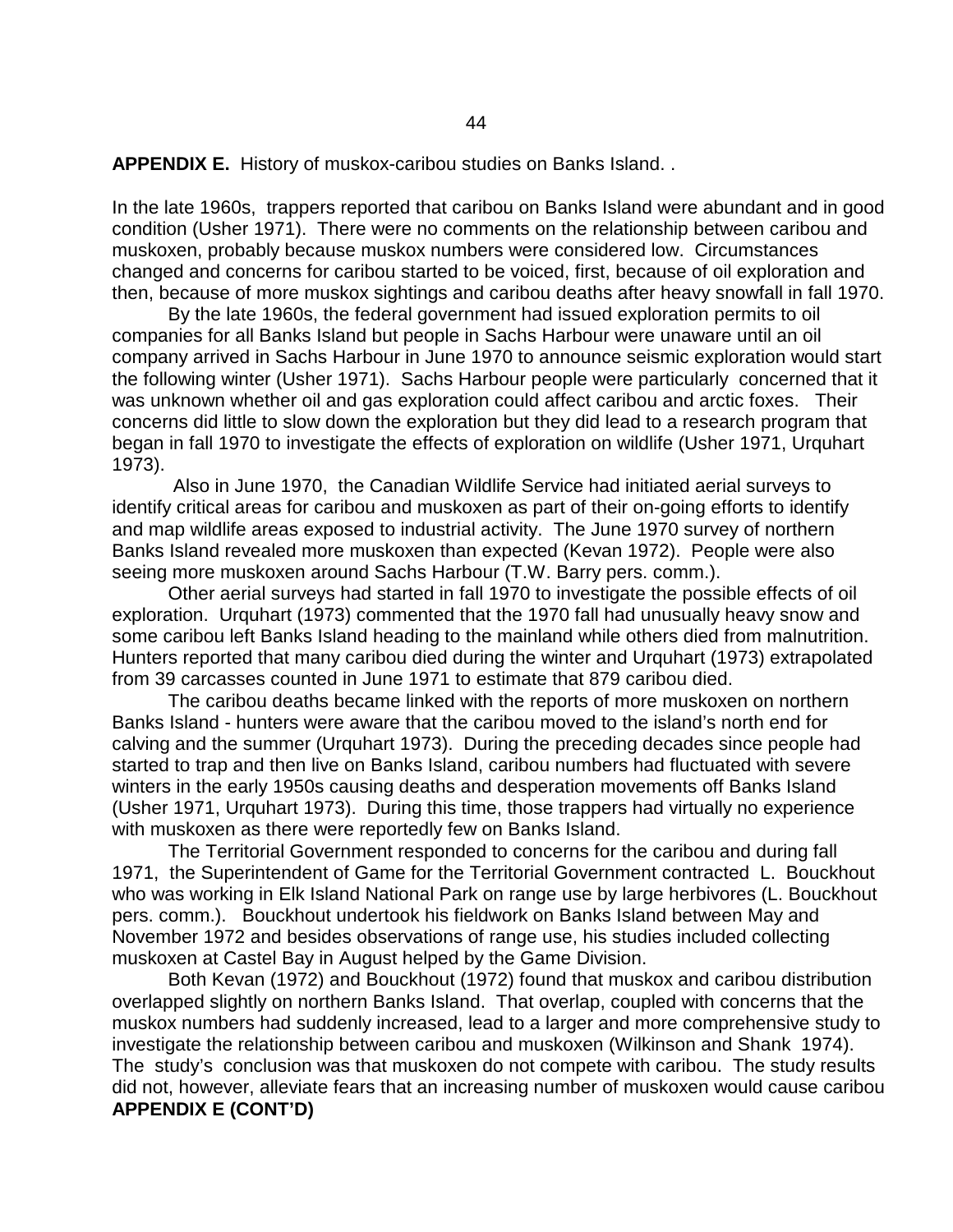**APPENDIX E.** History of muskox-caribou studies on Banks Island. .

In the late 1960s, trappers reported that caribou on Banks Island were abundant and in good condition (Usher 1971). There were no comments on the relationship between caribou and muskoxen, probably because muskox numbers were considered low. Circumstances changed and concerns for caribou started to be voiced, first, because of oil exploration and then, because of more muskox sightings and caribou deaths after heavy snowfall in fall 1970.

By the late 1960s, the federal government had issued exploration permits to oil companies for all Banks Island but people in Sachs Harbour were unaware until an oil company arrived in Sachs Harbour in June 1970 to announce seismic exploration would start the following winter (Usher 1971). Sachs Harbour people were particularly concerned that it was unknown whether oil and gas exploration could affect caribou and arctic foxes. Their concerns did little to slow down the exploration but they did lead to a research program that began in fall 1970 to investigate the effects of exploration on wildlife (Usher 1971, Urquhart 1973).

Also in June 1970, the Canadian Wildlife Service had initiated aerial surveys to identify critical areas for caribou and muskoxen as part of their on-going efforts to identify and map wildlife areas exposed to industrial activity. The June 1970 survey of northern Banks Island revealed more muskoxen than expected (Kevan 1972). People were also seeing more muskoxen around Sachs Harbour (T.W. Barry pers. comm.).

Other aerial surveys had started in fall 1970 to investigate the possible effects of oil exploration. Urquhart (1973) commented that the 1970 fall had unusually heavy snow and some caribou left Banks Island heading to the mainland while others died from malnutrition. Hunters reported that many caribou died during the winter and Urquhart (1973) extrapolated from 39 carcasses counted in June 1971 to estimate that 879 caribou died.

The caribou deaths became linked with the reports of more muskoxen on northern Banks Island - hunters were aware that the caribou moved to the island's north end for calving and the summer (Urquhart 1973). During the preceding decades since people had started to trap and then live on Banks Island, caribou numbers had fluctuated with severe winters in the early 1950s causing deaths and desperation movements off Banks Island (Usher 1971, Urquhart 1973). During this time, those trappers had virtually no experience with muskoxen as there were reportedly few on Banks Island.

The Territorial Government responded to concerns for the caribou and during fall 1971, the Superintendent of Game for the Territorial Government contracted L. Bouckhout who was working in Elk Island National Park on range use by large herbivores (L. Bouckhout pers. comm.). Bouckhout undertook his fieldwork on Banks Island between May and November 1972 and besides observations of range use, his studies included collecting muskoxen at Castel Bay in August helped by the Game Division.

Both Kevan (1972) and Bouckhout (1972) found that muskox and caribou distribution overlapped slightly on northern Banks Island. That overlap, coupled with concerns that the muskox numbers had suddenly increased, lead to a larger and more comprehensive study to investigate the relationship between caribou and muskoxen (Wilkinson and Shank 1974). The study's conclusion was that muskoxen do not compete with caribou. The study results did not, however, alleviate fears that an increasing number of muskoxen would cause caribou

**APPENDIX E (CONT'D)**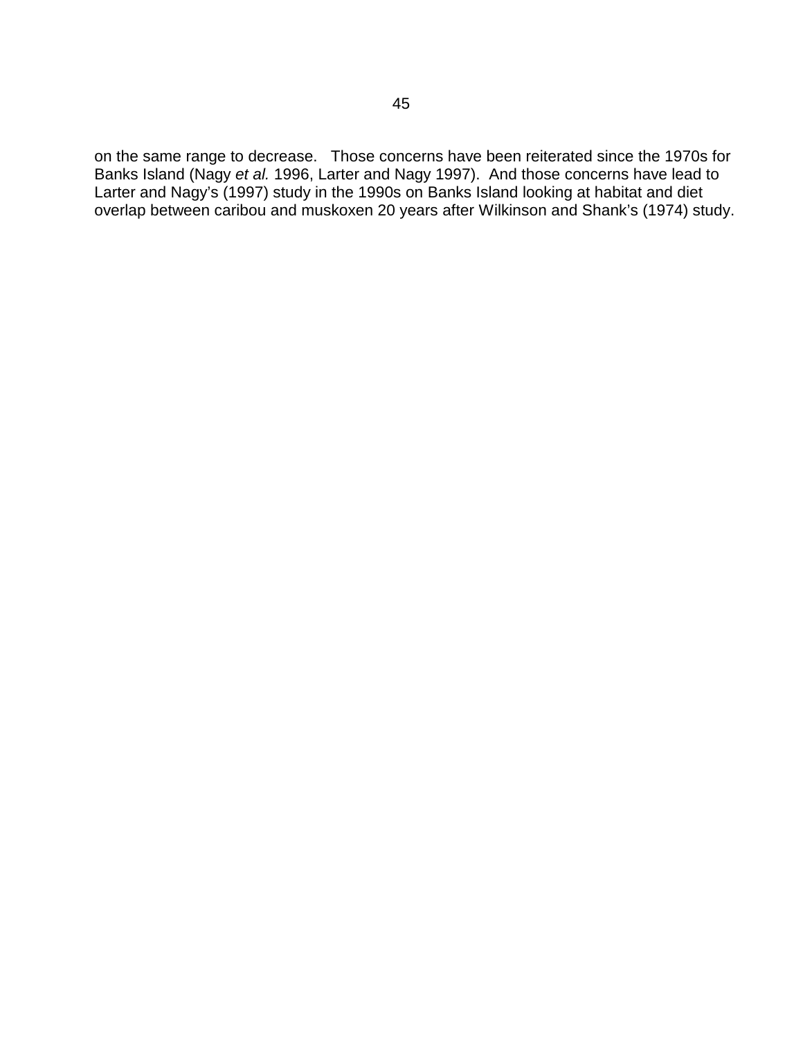on the same range to decrease. Those concerns have been reiterated since the 1970s for Banks Island (Nagy *et al.* 1996, Larter and Nagy 1997). And those concerns have lead to Larter and Nagy's (1997) study in the 1990s on Banks Island looking at habitat and diet overlap between caribou and muskoxen 20 years after Wilkinson and Shank's (1974) study.